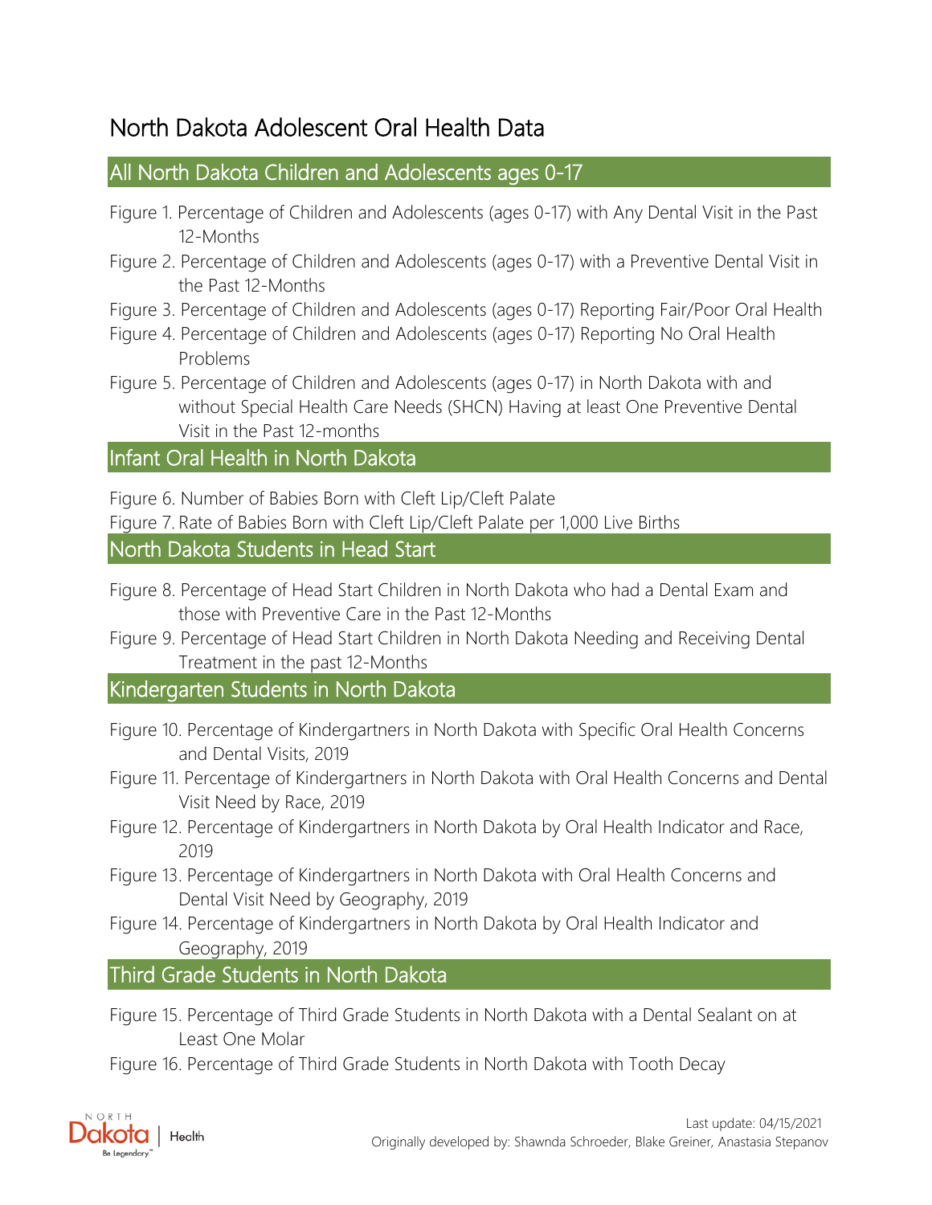# North Dakota Adolescent Oral Health Data

## All North Dakota Children and Adolescents ages 0-17

Figure 1. Percentage of Children and Adolescents (ages 0-17) with Any Dental Visit in the Past 12-Months

Figure 2. Percentage of Children and Adolescents (ages 0-17) with a Preventive Dental Visit in the Past 12-Months

Figure 3. Percentage of Children and Adolescents (ages 0-17) Reporting Fair/Poor Oral Health

Figure 4. Percentage of Children and Adolescents (ages 0-17) Reporting No Oral Health Problems

Figure 5. Percentage of Children and Adolescents (ages 0-17) in North Dakota with and without Special Health Care Needs (SHCN) Having at least One Preventive Dental Visit in the Past 12-months

## Infant Oral Health in North Dakota

Figure 6. Number of Babies Born with Cleft Lip/Cleft Palate

Figure 7. Rate of Babies Born with Cleft Lip/Cleft Palate per 1,000 Live Births

## North Dakota Students in Head Start

Figure 8. Percentage of Head Start Children in North Dakota who had a Dental Exam and those with Preventive Care in the Past 12-Months

Figure 9. Percentage of Head Start Children in North Dakota Needing and Receiving Dental Treatment in the past 12-Months

## Kindergarten Students in North Dakota

Figure 10. Percentage of Kindergartners in North Dakota with Specific Oral Health Concerns and Dental Visits, 2019

Figure 11. Percentage of Kindergartners in North Dakota with Oral Health Concerns and Dental Visit Need by Race, 2019

Figure 12. Percentage of Kindergartners in North Dakota by Oral Health Indicator and Race, 2019

Figure 13. Percentage of Kindergartners in North Dakota with Oral Health Concerns and Dental Visit Need by Geography, 2019

Figure 14. Percentage of Kindergartners in North Dakota by Oral Health Indicator and Geography, 2019

## Third Grade Students in North Dakota

Figure 15. Percentage of Third Grade Students in North Dakota with a Dental Sealant on at Least One Molar

Figure 16. Percentage of Third Grade Students in North Dakota with Tooth Decay

Last update: 04/15/2021

Originally developed by: Shawnda Schroeder, Blake Greiner, Anastasia Stepanov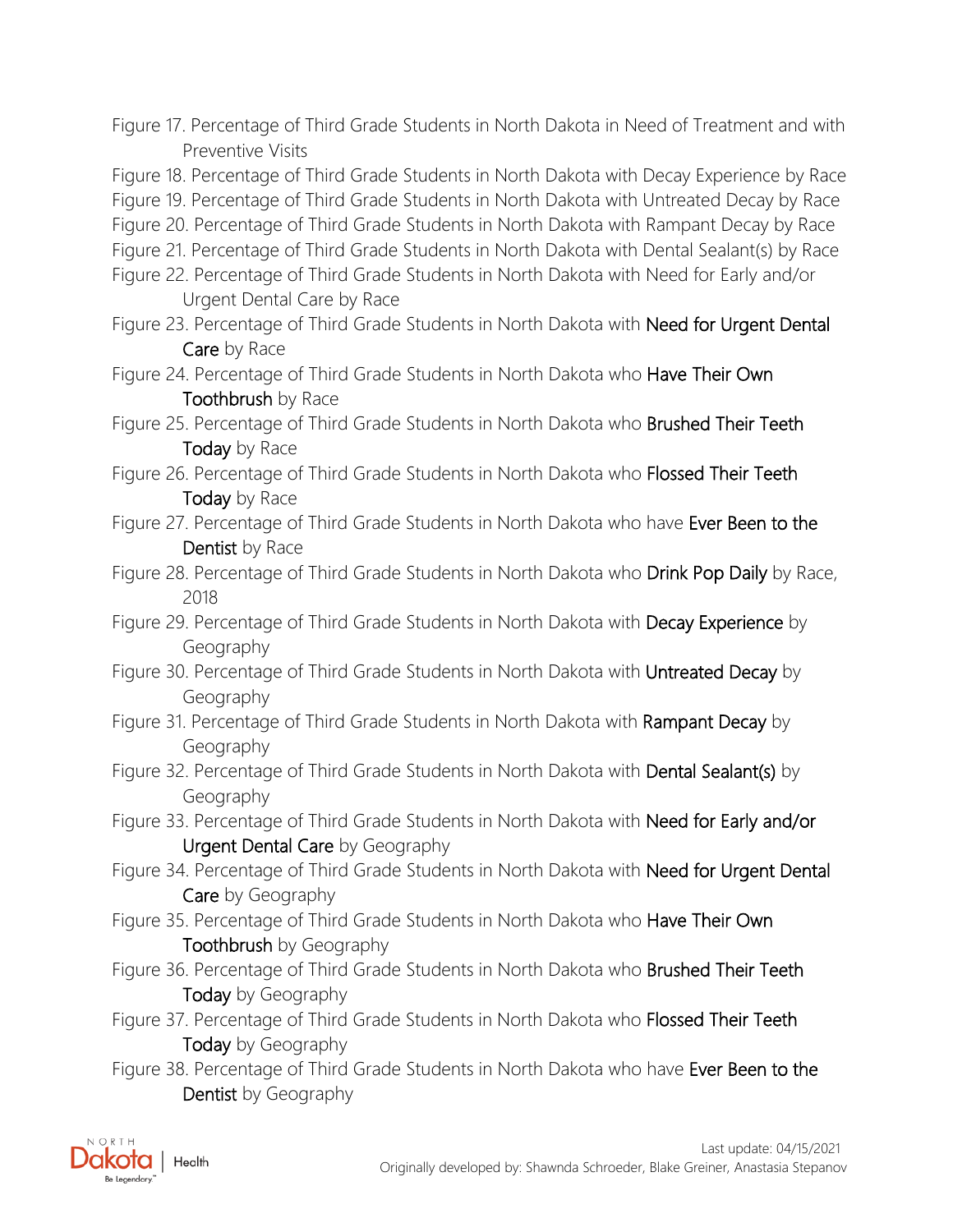Figure 17. Percentage of Third Grade Students in North Dakota in Need of Treatment and with Preventive Visits

Figure 18. Percentage of Third Grade Students in North Dakota with Decay Experience by Race

Figure 19. Percentage of Third Grade Students in North Dakota with Untreated Decay by Race

Figure 20. Percentage of Third Grade Students in North Dakota with Rampant Decay by Race

Figure 21. Percentage of Third Grade Students in North Dakota with Dental Sealant(s) by Race

Figure 22. Percentage of Third Grade Students in North Dakota with Need for Early and/or Urgent Dental Care by Race

Figure 23. Percentage of Third Grade Students in North Dakota with Need for Urgent Dental Care by Race

Figure 24. Percentage of Third Grade Students in North Dakota who Have Their Own Toothbrush by Race

Figure 25. Percentage of Third Grade Students in North Dakota who Brushed Their Teeth Today by Race

Figure 26. Percentage of Third Grade Students in North Dakota who Flossed Their Teeth Today by Race

Figure 27. Percentage of Third Grade Students in North Dakota who have Ever Been to the Dentist by Race

Figure 28. Percentage of Third Grade Students in North Dakota who Drink Pop Daily by Race, 2018

Figure 29. Percentage of Third Grade Students in North Dakota with Decay Experience by Geography

Figure 30. Percentage of Third Grade Students in North Dakota with Untreated Decay by Geography

Figure 31. Percentage of Third Grade Students in North Dakota with Rampant Decay by Geography

Figure 32. Percentage of Third Grade Students in North Dakota with Dental Sealant(s) by Geography

Figure 33. Percentage of Third Grade Students in North Dakota with Need for Early and/or Urgent Dental Care by Geography

Figure 34. Percentage of Third Grade Students in North Dakota with Need for Urgent Dental Care by Geography

Figure 35. Percentage of Third Grade Students in North Dakota who Have Their Own Toothbrush by Geography

Figure 36. Percentage of Third Grade Students in North Dakota who Brushed Their Teeth Today by Geography

Figure 37. Percentage of Third Grade Students in North Dakota who Flossed Their Teeth Today by Geography

Figure 38. Percentage of Third Grade Students in North Dakota who have Ever Been to the Dentist by Geography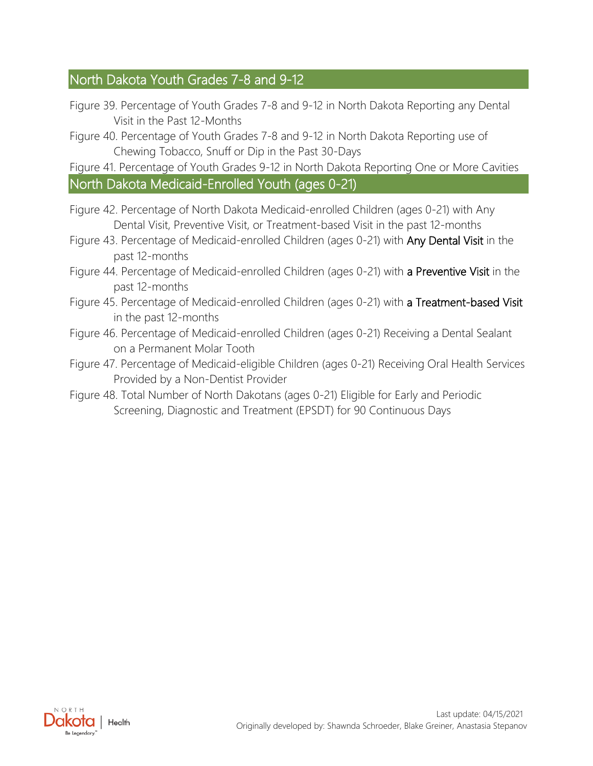## North Dakota Youth Grades 7-8 and 9-12

Figure 39. Percentage of Youth Grades 7-8 and 9-12 in North Dakota Reporting any Dental Visit in the Past 12-Months

Figure 40. Percentage of Youth Grades 7-8 and 9-12 in North Dakota Reporting use of Chewing Tobacco, Snuff or Dip in the Past 30-Days

Figure 41. Percentage of Youth Grades 9-12 in North Dakota Reporting One or More Cavities

## North Dakota Medicaid-Enrolled Youth (ages 0-21)

Figure 42. Percentage of North Dakota Medicaid-enrolled Children (ages 0-21) with Any Dental Visit, Preventive Visit, or Treatment-based Visit in the past 12-months

Figure 43. Percentage of Medicaid-enrolled Children (ages 0-21) with **Any Dental Visit** in the past 12-months

Figure 44. Percentage of Medicaid-enrolled Children (ages 0-21) with **a Preventive Visit** in the past 12-months

Figure 45. Percentage of Medicaid-enrolled Children (ages 0-21) with **a Treatment-based Visit** in the past 12-months

Figure 46. Percentage of Medicaid-enrolled Children (ages 0-21) Receiving a Dental Sealant on a Permanent Molar Tooth

Figure 47. Percentage of Medicaid-eligible Children (ages 0-21) Receiving Oral Health Services Provided by a Non-Dentist Provider

Figure 48. Total Number of North Dakotans (ages 0-21) Eligible for Early and Periodic Screening, Diagnostic and Treatment (EPSDT) for 90 Continuous Days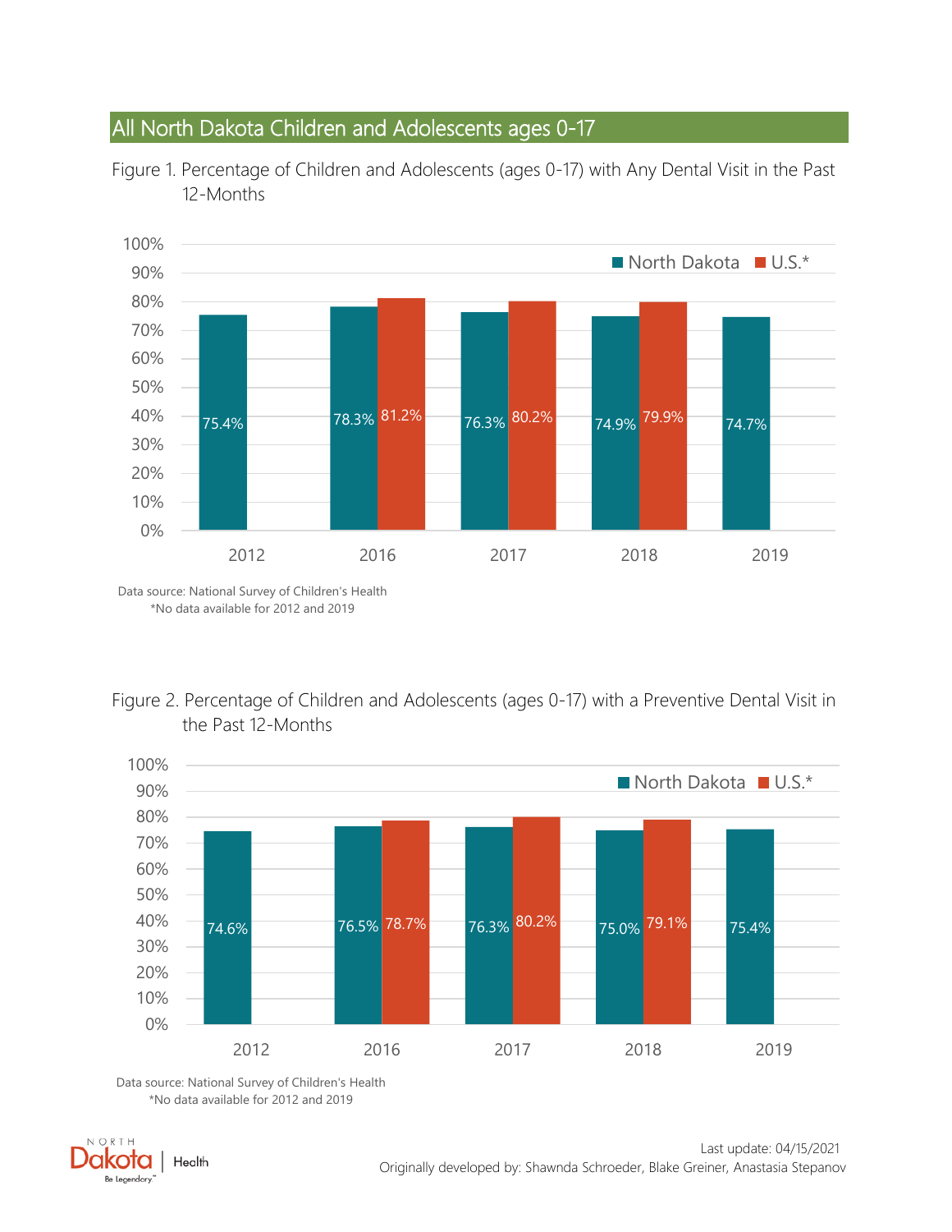## All North Dakota Children and Adolescents ages 0-17

Figure 1. Percentage of Children and Adolescents (ages 0-17) with Any Dental Visit in the Past 12-Months

| Year | North Dakota | U.S.* |
|---|---|---|
| 2012 | 75.4% | |
| 2016 | 78.3% | 81.2% |
| 2017 | 76.3% | 80.2% |
| 2018 | 74.9% | 79.9% |
| 2019 | 74.7% | |

Data source: National Survey of Children's Health
*No data available for 2012 and 2019

Figure 2. Percentage of Children and Adolescents (ages 0-17) with a Preventive Dental Visit in the Past 12-Months

| Year | North Dakota | U.S.* |
|---|---|---|
| 2012 | 74.6% | |
| 2016 | 76.5% | 78.7% |
| 2017 | 76.3% | 80.2% |
| 2018 | 75.0% | 79.1% |
| 2019 | 75.4% | |

Data source: National Survey of Children's Health
*No data available for 2012 and 2019

Last update: 04/15/2021
Originally developed by: Shawnda Schroeder, Blake Greiner, Anastasia Stepanov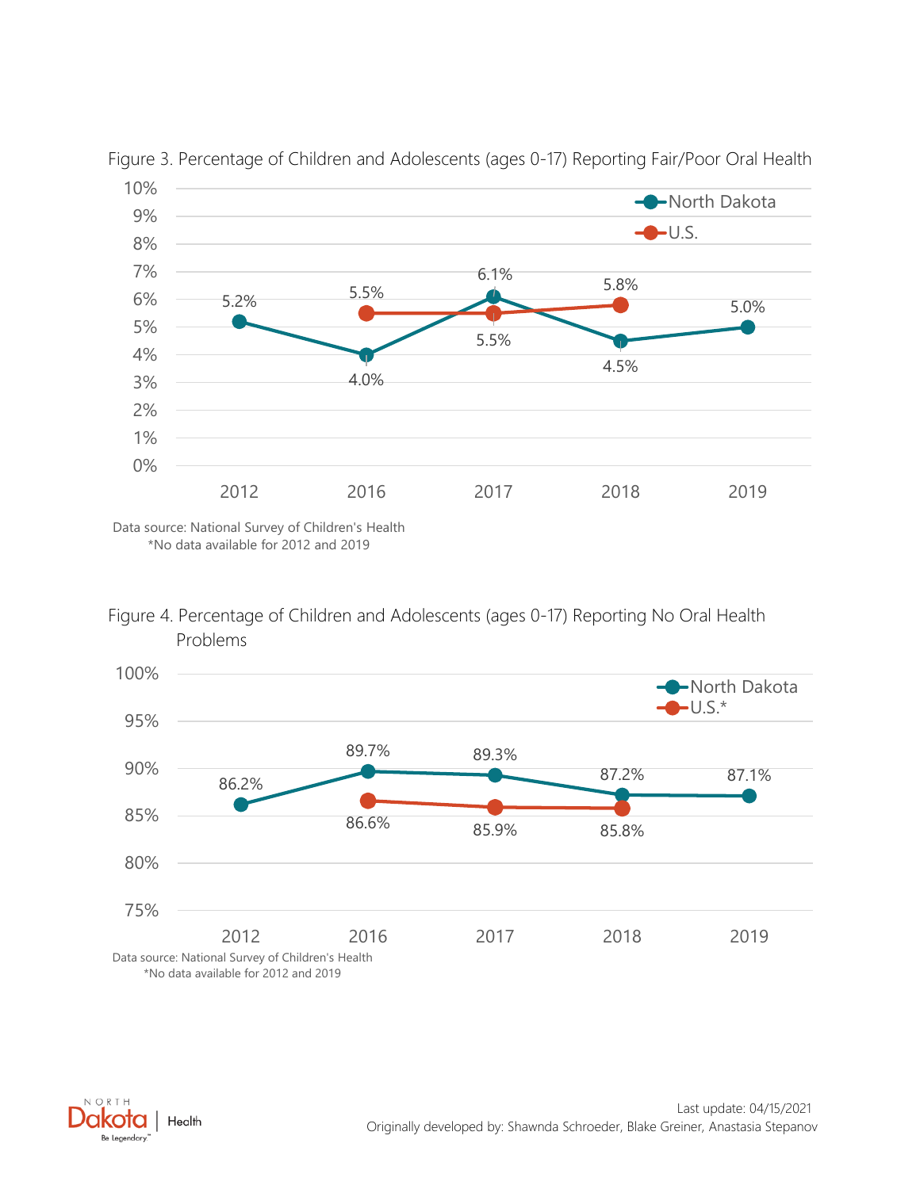Figure 3. Percentage of Children and Adolescents (ages 0-17) Reporting Fair/Poor Oral Health

| Year | North Dakota | U.S. |
|---|---|---|
| 2012 | 5.2% | |
| 2016 | 4.0% | 5.5% |
| 2017 | 6.1% | 5.5% |
| 2018 | 4.5% | 5.8% |
| 2019 | 5.0% | |

Data source: National Survey of Children's Health
*No data available for 2012 and 2019

Figure 4. Percentage of Children and Adolescents (ages 0-17) Reporting No Oral Health Problems

| Year | North Dakota | U.S.* |
|---|---|---|
| 2012 | 86.2% | |
| 2016 | 89.7% | 86.6% |
| 2017 | 89.3% | 85.9% |
| 2018 | 87.2% | 85.8% |
| 2019 | 87.1% | |

Data source: National Survey of Children's Health
*No data available for 2012 and 2019

Last update: 04/15/2021
Originally developed by: Shawnda Schroeder, Blake Greiner, Anastasia Stepanov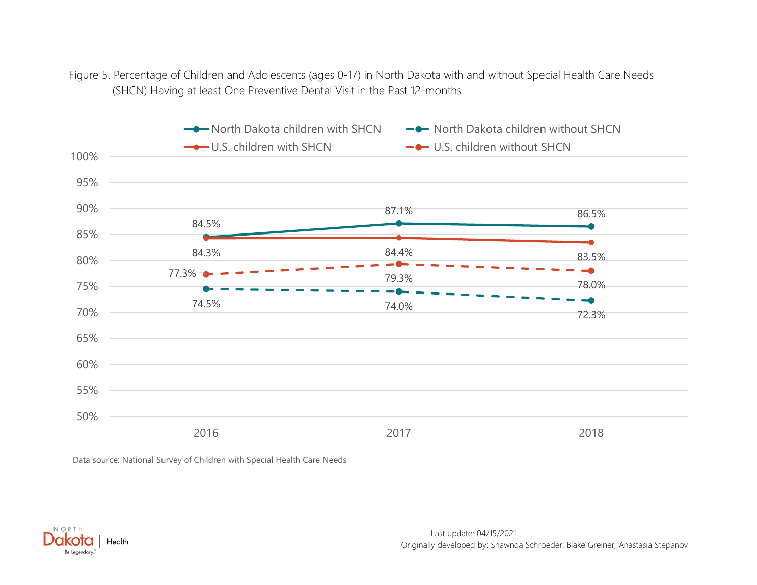Figure 5. Percentage of Children and Adolescents (ages 0-17) in North Dakota with and without Special Health Care Needs (SHCN) Having at least One Preventive Dental Visit in the Past 12-months

| | 2016 | 2017 | 2018 |
|---|---|---|---|
| North Dakota children with SHCN | 84.5% | 87.1% | 86.5% |
| North Dakota children without SHCN | 74.5% | 74.0% | 72.3% |
| U.S. children with SHCN | 84.3% | 84.4% | 83.5% |
| U.S. children without SHCN | 77.3% | 79.3% | 78.0% |

Data source: National Survey of Children with Special Health Care Needs

Last update: 04/15/2021

Originally developed by: Shawnda Schroeder, Blake Greiner, Anastasia Stepanov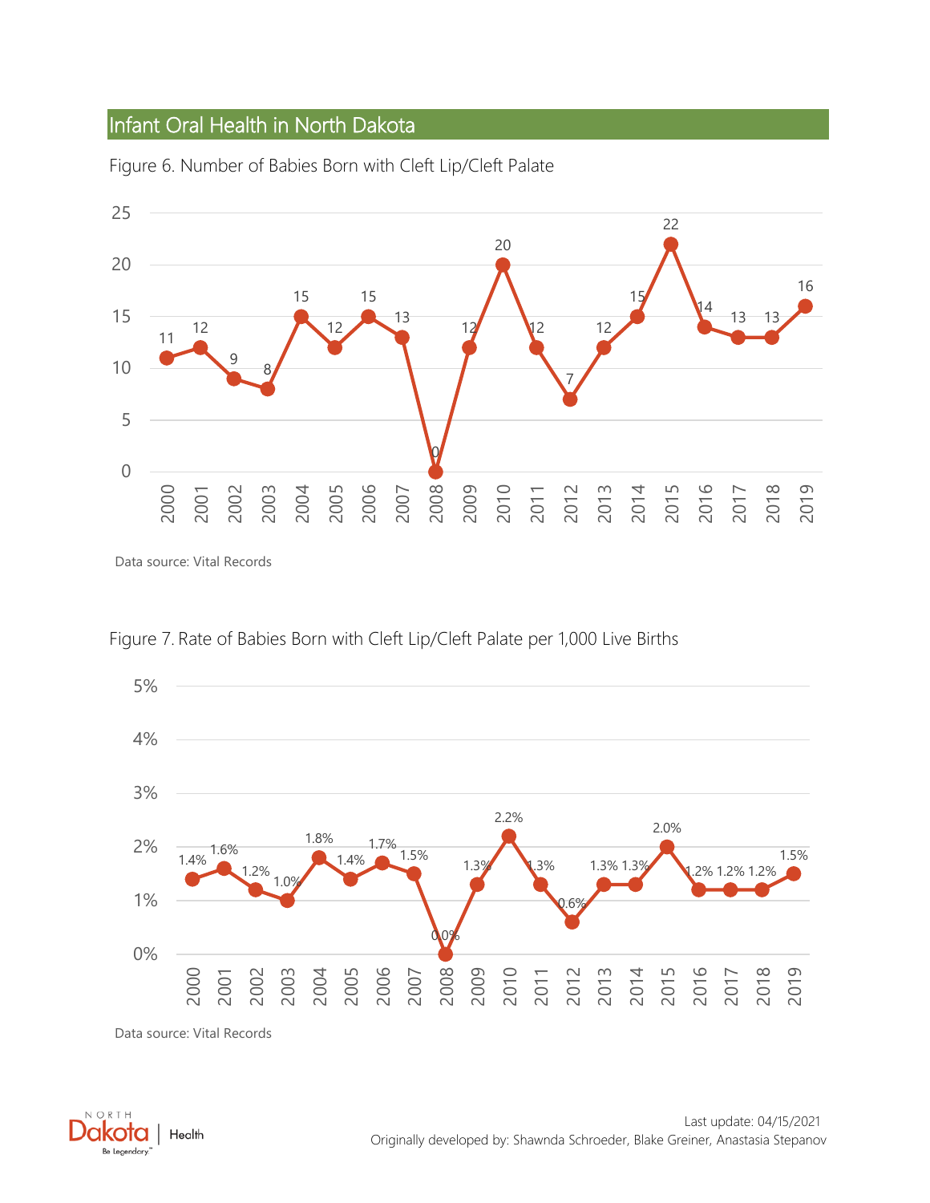## Infant Oral Health in North Dakota

Figure 6. Number of Babies Born with Cleft Lip/Cleft Palate

| Year | Number |
|---|---|
| 2000 | 11 |
| 2001 | 12 |
| 2002 | 9 |
| 2003 | 8 |
| 2004 | 15 |
| 2005 | 12 |
| 2006 | 15 |
| 2007 | 13 |
| 2008 | 0 |
| 2009 | 12 |
| 2010 | 20 |
| 2011 | 12 |
| 2012 | 7 |
| 2013 | 12 |
| 2014 | 15 |
| 2015 | 22 |
| 2016 | 14 |
| 2017 | 13 |
| 2018 | 13 |
| 2019 | 16 |

Data source: Vital Records

Figure 7. Rate of Babies Born with Cleft Lip/Cleft Palate per 1,000 Live Births

| Year | Rate |
|---|---|
| 2000 | 1.4% |
| 2001 | 1.6% |
| 2002 | 1.2% |
| 2003 | 1.0% |
| 2004 | 1.8% |
| 2005 | 1.4% |
| 2006 | 1.7% |
| 2007 | 1.5% |
| 2008 | 0.0% |
| 2009 | 1.3% |
| 2010 | 2.2% |
| 2011 | 1.3% |
| 2012 | 0.6% |
| 2013 | 1.3% |
| 2014 | 1.3% |
| 2015 | 2.0% |
| 2016 | 1.2% |
| 2017 | 1.2% |
| 2018 | 1.2% |
| 2019 | 1.5% |

Data source: Vital Records

Last update: 04/15/2021

Originally developed by: Shawnda Schroeder, Blake Greiner, Anastasia Stepanov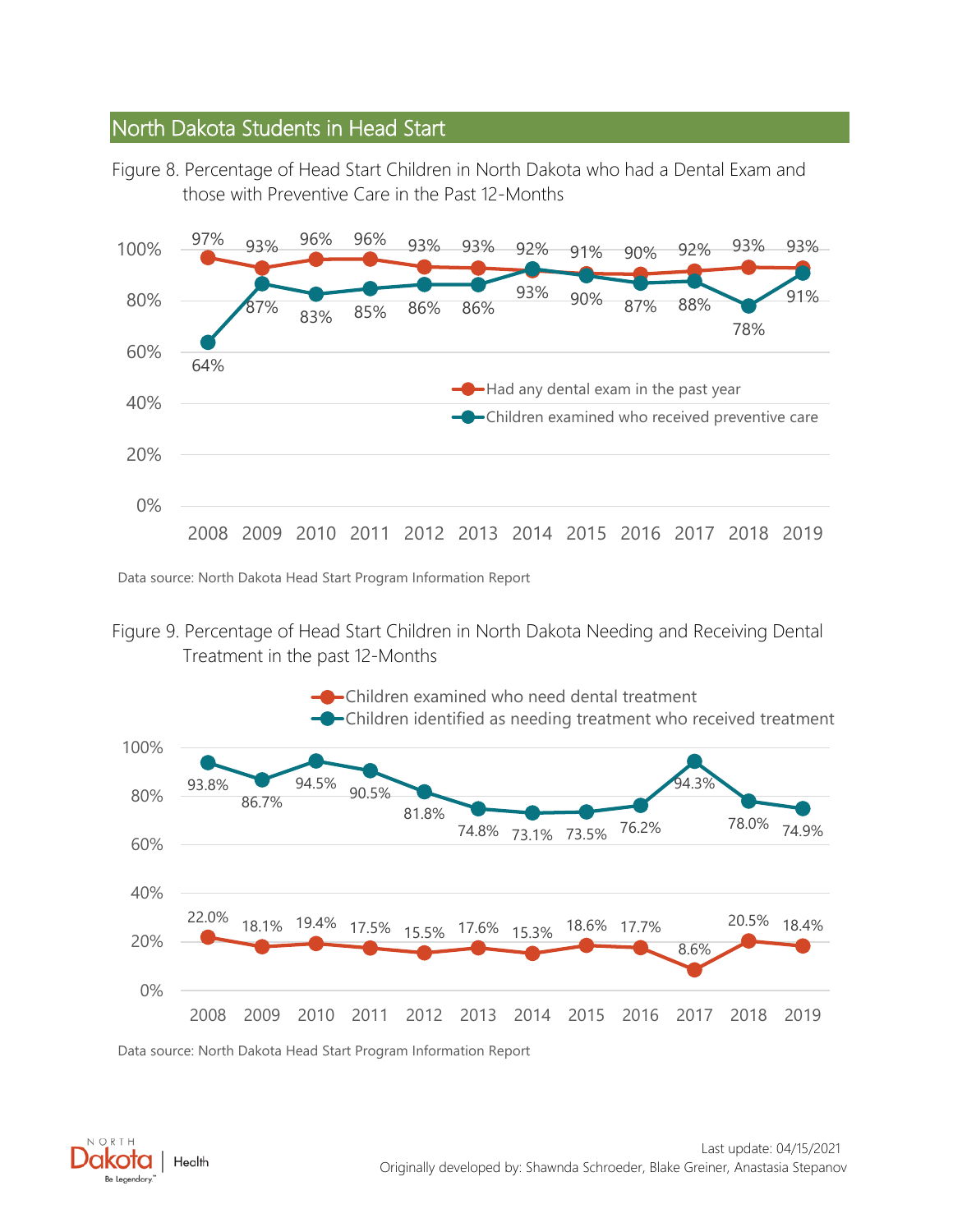## North Dakota Students in Head Start

Figure 8. Percentage of Head Start Children in North Dakota who had a Dental Exam and those with Preventive Care in the Past 12-Months

| Year | Had any dental exam in the past year | Children examined who received preventive care |
|---|---|---|
| 2008 | 97% | 64% |
| 2009 | 93% | 87% |
| 2010 | 96% | 83% |
| 2011 | 96% | 85% |
| 2012 | 93% | 86% |
| 2013 | 93% | 86% |
| 2014 | 92% | 93% |
| 2015 | 91% | 90% |
| 2016 | 90% | 87% |
| 2017 | 92% | 88% |
| 2018 | 93% | 78% |
| 2019 | 93% | 91% |

Data source: North Dakota Head Start Program Information Report

Figure 9. Percentage of Head Start Children in North Dakota Needing and Receiving Dental Treatment in the past 12-Months

| Year | Children examined who need dental treatment | Children identified as needing treatment who received treatment |
|---|---|---|
| 2008 | 22.0% | 93.8% |
| 2009 | 18.1% | 86.7% |
| 2010 | 19.4% | 94.5% |
| 2011 | 17.5% | 90.5% |
| 2012 | 15.5% | 81.8% |
| 2013 | 17.6% | 74.8% |
| 2014 | 15.3% | 73.1% |
| 2015 | 18.6% | 73.5% |
| 2016 | 17.7% | 76.2% |
| 2017 | 8.6% | 94.3% |
| 2018 | 20.5% | 78.0% |
| 2019 | 18.4% | 74.9% |

Data source: North Dakota Head Start Program Information Report

Last update: 04/15/2021
Originally developed by: Shawnda Schroeder, Blake Greiner, Anastasia Stepanov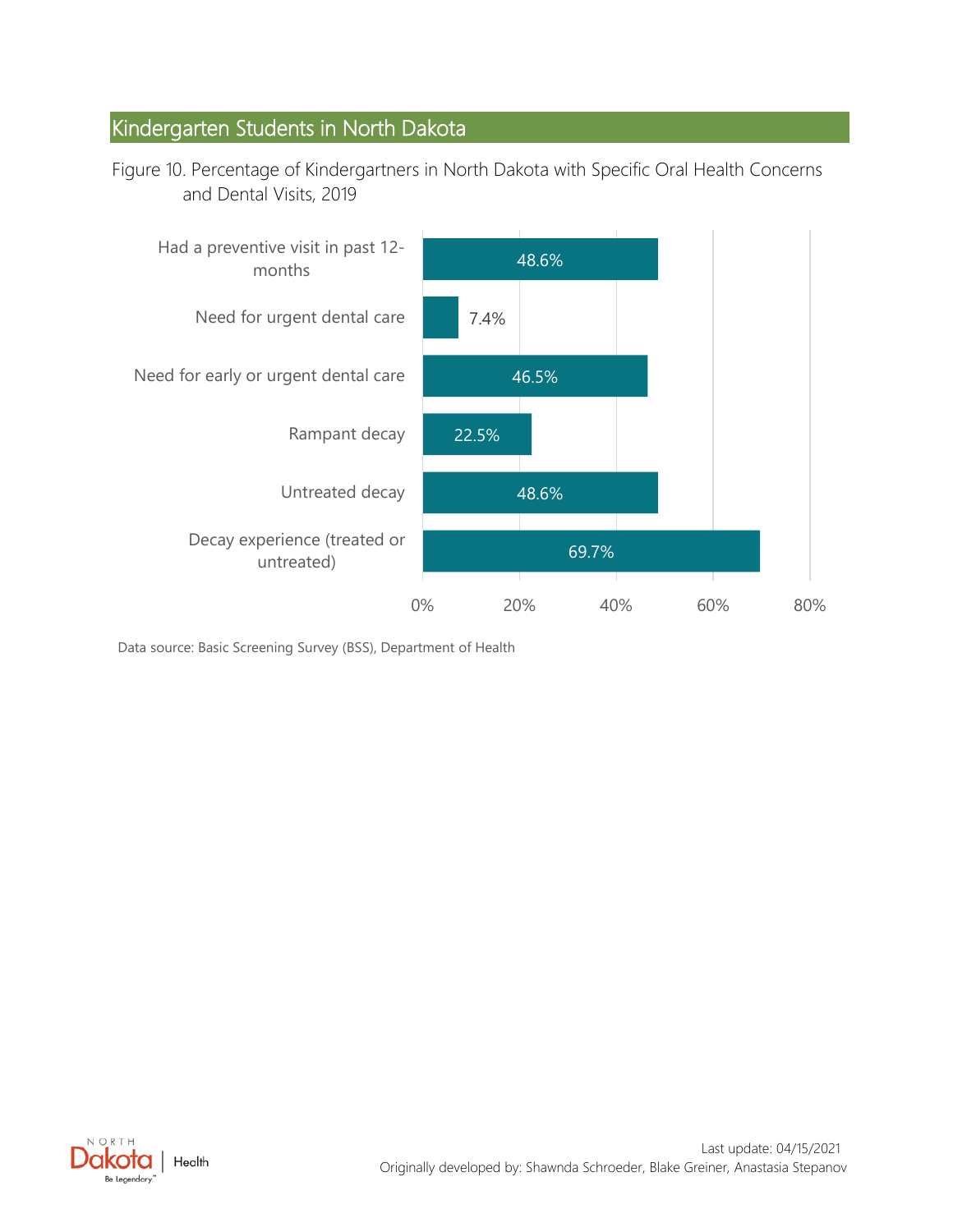## Kindergarten Students in North Dakota

Figure 10. Percentage of Kindergartners in North Dakota with Specific Oral Health Concerns and Dental Visits, 2019

| Measure | Percentage |
|---|---|
| Had a preventive visit in past 12-months | 48.6% |
| Need for urgent dental care | 7.4% |
| Need for early or urgent dental care | 46.5% |
| Rampant decay | 22.5% |
| Untreated decay | 48.6% |
| Decay experience (treated or untreated) | 69.7% |

Data source: Basic Screening Survey (BSS), Department of Health

Last update: 04/15/2021
Originally developed by: Shawnda Schroeder, Blake Greiner, Anastasia Stepanov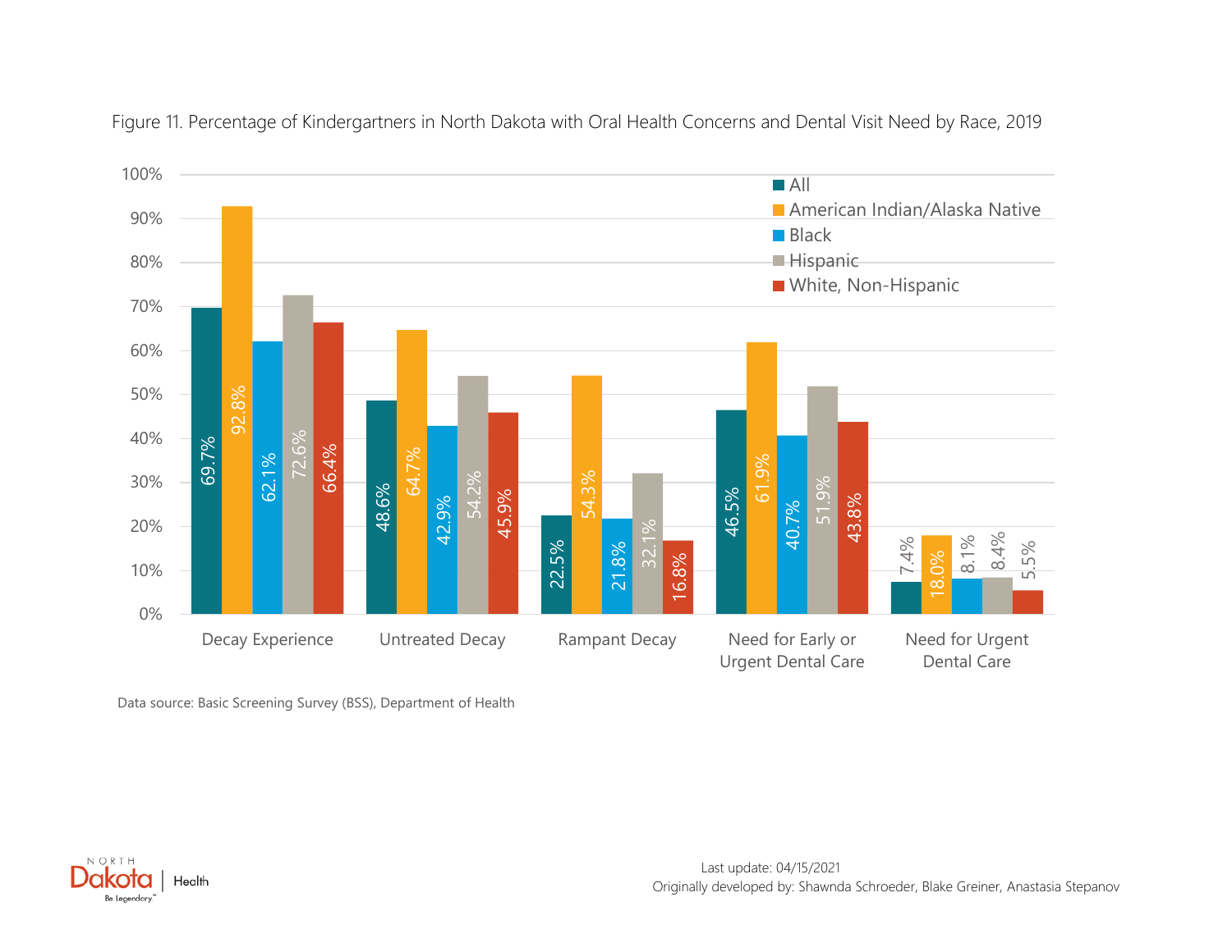Figure 11. Percentage of Kindergartners in North Dakota with Oral Health Concerns and Dental Visit Need by Race, 2019

| | All | American Indian/Alaska Native | Black | Hispanic | White, Non-Hispanic |
|---|---|---|---|---|---|
| Decay Experience | 69.7% | 92.8% | 62.1% | 72.6% | 66.4% |
| Untreated Decay | 48.6% | 64.7% | 42.9% | 54.2% | 45.9% |
| Rampant Decay | 22.5% | 54.3% | 21.8% | 32.1% | 16.8% |
| Need for Early or Urgent Dental Care | 46.5% | 61.9% | 40.7% | 51.9% | 43.8% |
| Need for Urgent Dental Care | 7.4% | 18.0% | 8.1% | 8.4% | 5.5% |

Data source: Basic Screening Survey (BSS), Department of Health

Last update: 04/15/2021
Originally developed by: Shawnda Schroeder, Blake Greiner, Anastasia Stepanov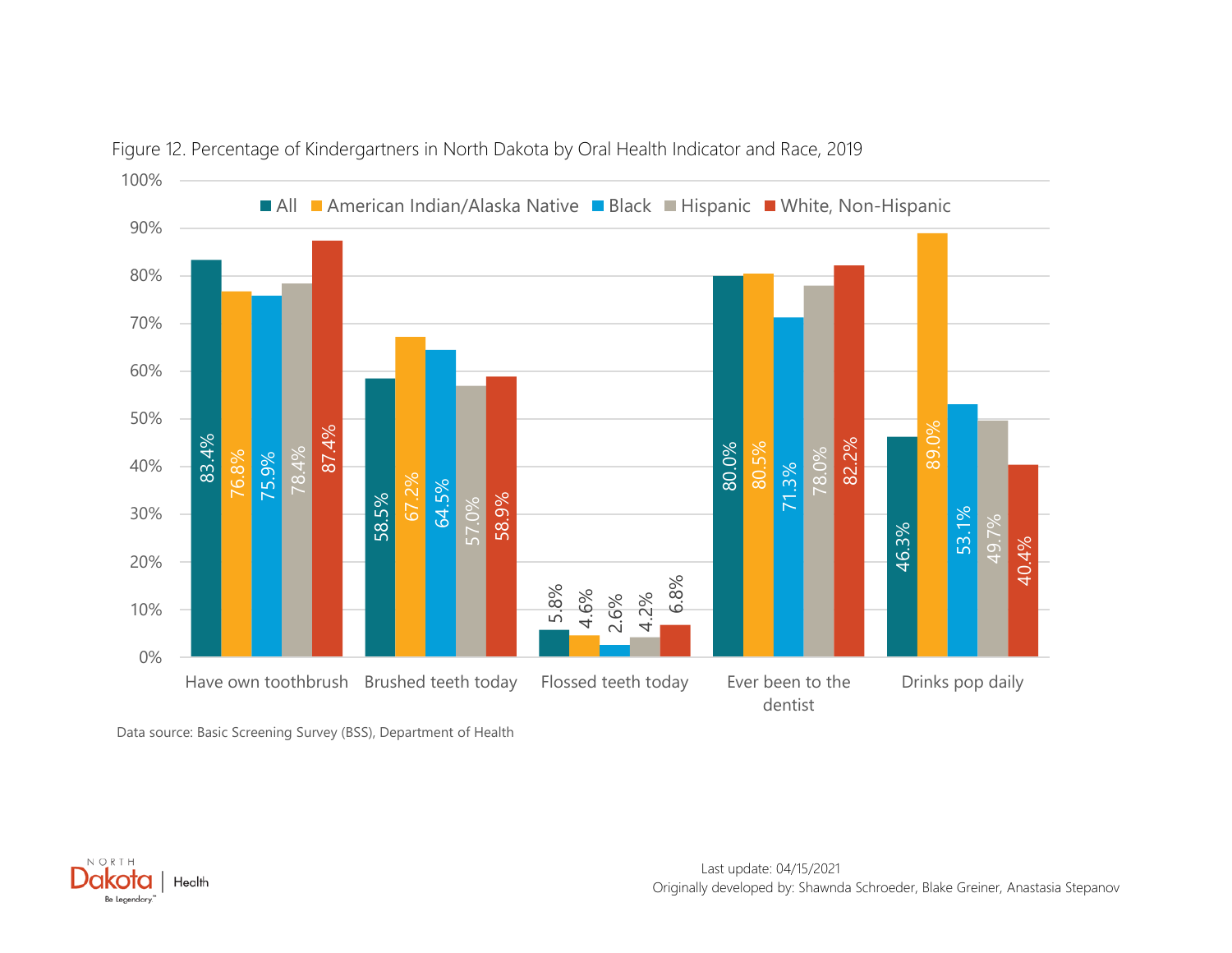Figure 12. Percentage of Kindergartners in North Dakota by Oral Health Indicator and Race, 2019

| Oral Health Indicator | All | American Indian/Alaska Native | Black | Hispanic | White, Non-Hispanic |
|---|---|---|---|---|---|
| Have own toothbrush | 83.4% | 76.8% | 75.9% | 78.4% | 87.4% |
| Brushed teeth today | 58.5% | 67.2% | 64.5% | 57.0% | 58.9% |
| Flossed teeth today | 5.8% | 4.6% | 2.6% | 4.2% | 6.8% |
| Ever been to the dentist | 80.0% | 80.5% | 71.3% | 78.0% | 82.2% |
| Drinks pop daily | 46.3% | 89.0% | 53.1% | 49.7% | 40.4% |

Data source: Basic Screening Survey (BSS), Department of Health

Last update: 04/15/2021
Originally developed by: Shawnda Schroeder, Blake Greiner, Anastasia Stepanov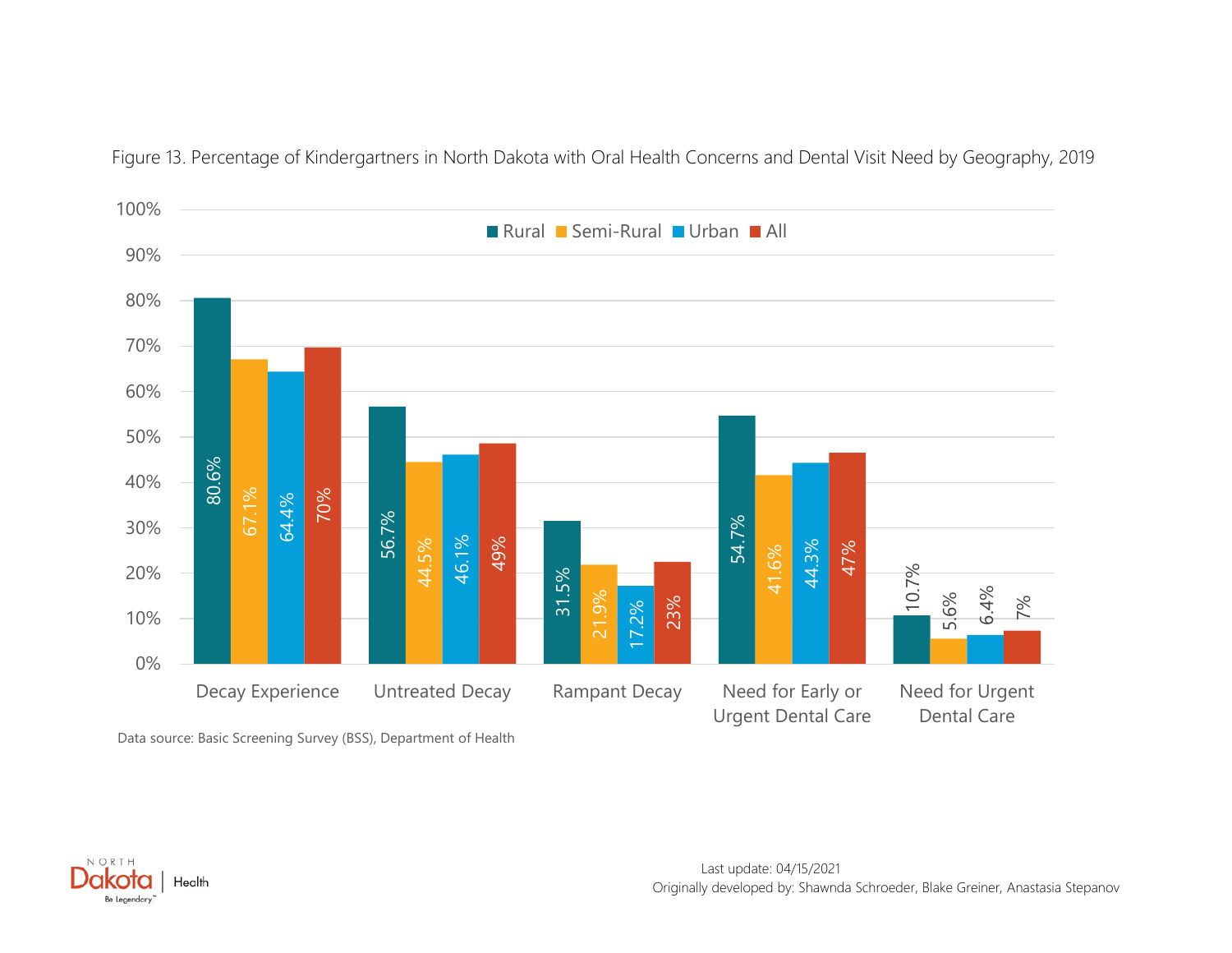Figure 13. Percentage of Kindergartners in North Dakota with Oral Health Concerns and Dental Visit Need by Geography, 2019

| | Rural | Semi-Rural | Urban | All |
|---|---|---|---|---|
| Decay Experience | 80.6% | 67.1% | 64.4% | 70% |
| Untreated Decay | 56.7% | 44.5% | 46.1% | 49% |
| Rampant Decay | 31.5% | 21.9% | 17.2% | 23% |
| Need for Early or Urgent Dental Care | 54.7% | 41.6% | 44.3% | 47% |
| Need for Urgent Dental Care | 10.7% | 5.6% | 6.4% | 7% |

Data source: Basic Screening Survey (BSS), Department of Health

Last update: 04/15/2021
Originally developed by: Shawnda Schroeder, Blake Greiner, Anastasia Stepanov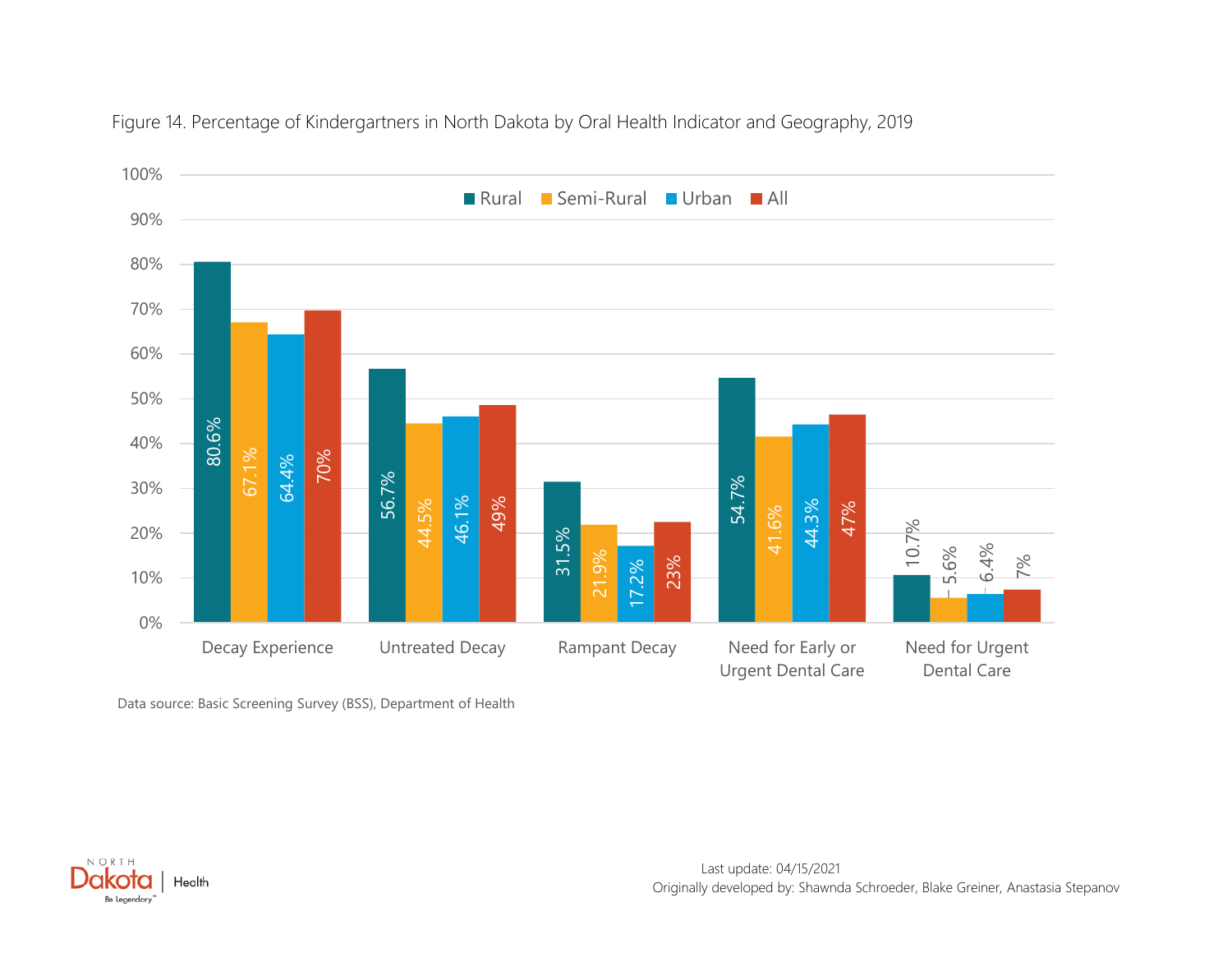Figure 14. Percentage of Kindergartners in North Dakota by Oral Health Indicator and Geography, 2019

| Oral Health Indicator | Rural | Semi-Rural | Urban | All |
|---|---|---|---|---|
| Decay Experience | 80.6% | 67.1% | 64.4% | 70% |
| Untreated Decay | 56.7% | 44.5% | 46.1% | 49% |
| Rampant Decay | 31.5% | 21.9% | 17.2% | 23% |
| Need for Early or Urgent Dental Care | 54.7% | 41.6% | 44.3% | 47% |
| Need for Urgent Dental Care | 10.7% | 5.6% | 6.4% | 7% |

Data source: Basic Screening Survey (BSS), Department of Health

Last update: 04/15/2021
Originally developed by: Shawnda Schroeder, Blake Greiner, Anastasia Stepanov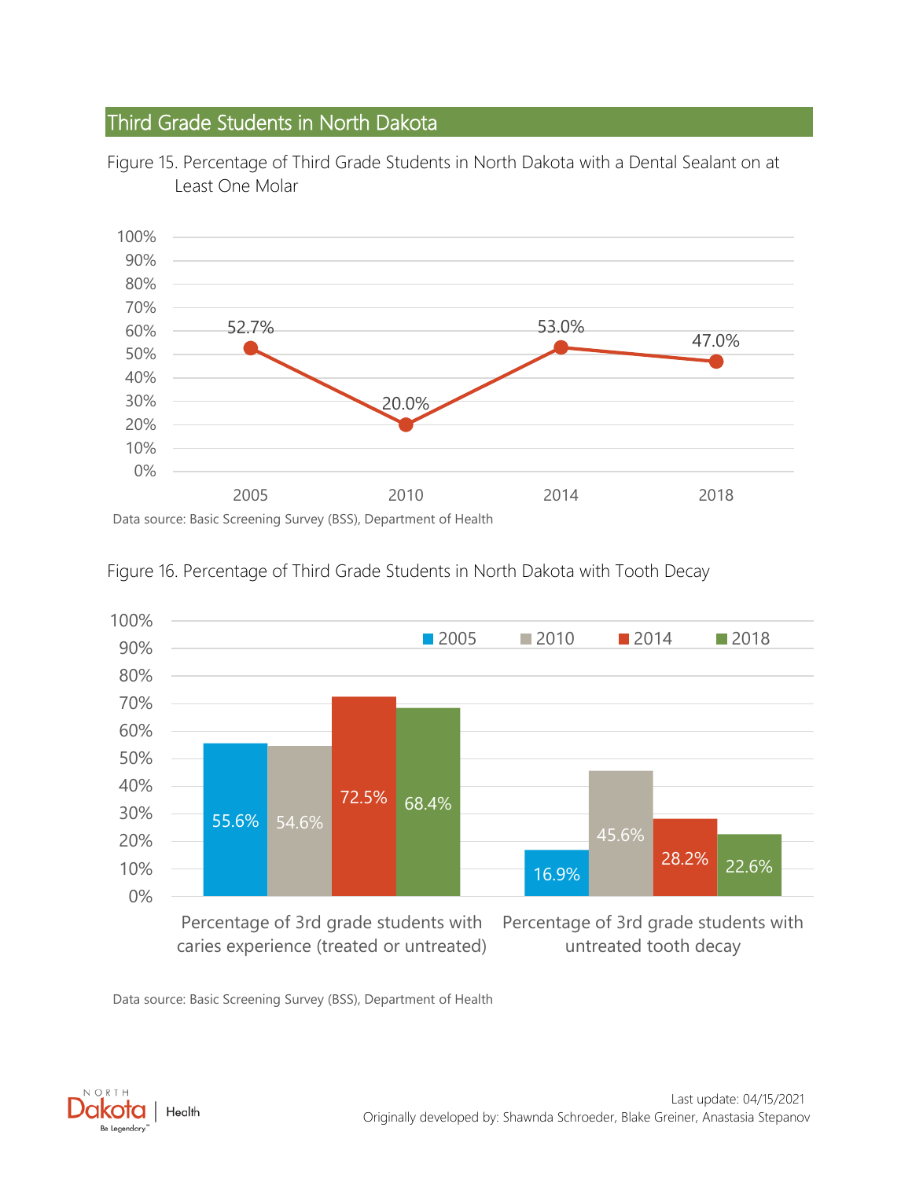## Third Grade Students in North Dakota

Figure 15. Percentage of Third Grade Students in North Dakota with a Dental Sealant on at Least One Molar

| Year | Percentage |
|---|---|
| 2005 | 52.7% |
| 2010 | 20.0% |
| 2014 | 53.0% |
| 2018 | 47.0% |

Data source: Basic Screening Survey (BSS), Department of Health

Figure 16. Percentage of Third Grade Students in North Dakota with Tooth Decay

| | 2005 | 2010 | 2014 | 2018 |
|---|---|---|---|---|
| Percentage of 3rd grade students with caries experience (treated or untreated) | 55.6% | 54.6% | 72.5% | 68.4% |
| Percentage of 3rd grade students with untreated tooth decay | 16.9% | 45.6% | 28.2% | 22.6% |

Data source: Basic Screening Survey (BSS), Department of Health

Last update: 04/15/2021
Originally developed by: Shawnda Schroeder, Blake Greiner, Anastasia Stepanov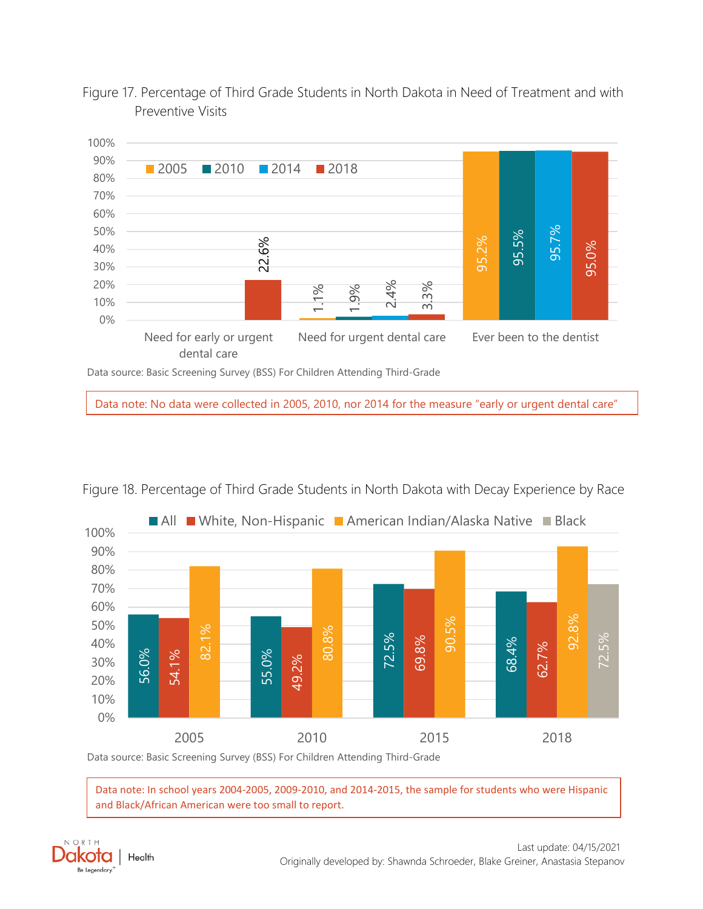Figure 17. Percentage of Third Grade Students in North Dakota in Need of Treatment and with Preventive Visits

| | 2005 | 2010 | 2014 | 2018 |
|---|---|---|---|---|
| Need for early or urgent dental care | | | | 22.6% |
| Need for urgent dental care | 1.1% | 1.9% | 2.4% | 3.3% |
| Ever been to the dentist | 95.2% | 95.5% | 95.7% | 95.0% |

Data source: Basic Screening Survey (BSS) For Children Attending Third-Grade

Data note: No data were collected in 2005, 2010, nor 2014 for the measure "early or urgent dental care"

Figure 18. Percentage of Third Grade Students in North Dakota with Decay Experience by Race

| | All | White, Non-Hispanic | American Indian/Alaska Native | Black |
|---|---|---|---|---|
| 2005 | 56.0% | 54.1% | 82.1% | |
| 2010 | 55.0% | 49.2% | 80.8% | |
| 2015 | 72.5% | 69.8% | 90.5% | |
| 2018 | 68.4% | 62.7% | 92.8% | 72.5% |

Data source: Basic Screening Survey (BSS) For Children Attending Third-Grade

Data note: In school years 2004-2005, 2009-2010, and 2014-2015, the sample for students who were Hispanic and Black/African American were too small to report.

Last update: 04/15/2021
Originally developed by: Shawnda Schroeder, Blake Greiner, Anastasia Stepanov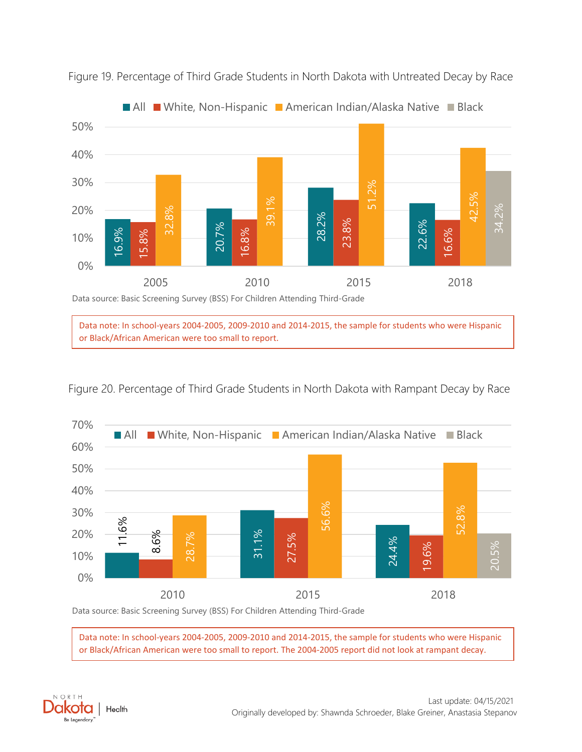Figure 19. Percentage of Third Grade Students in North Dakota with Untreated Decay by Race

| Year | All | White, Non-Hispanic | American Indian/Alaska Native | Black |
|---|---|---|---|---|
| 2005 | 16.9% | 15.8% | 32.8% | |
| 2010 | 20.7% | 16.8% | 39.1% | |
| 2015 | 28.2% | 23.8% | 51.2% | |
| 2018 | 22.6% | 16.6% | 42.5% | 34.2% |

Data source: Basic Screening Survey (BSS) For Children Attending Third-Grade

Data note: In school-years 2004-2005, 2009-2010 and 2014-2015, the sample for students who were Hispanic or Black/African American were too small to report.

Figure 20. Percentage of Third Grade Students in North Dakota with Rampant Decay by Race

| Year | All | White, Non-Hispanic | American Indian/Alaska Native | Black |
|---|---|---|---|---|
| 2010 | 11.6% | 8.6% | 28.7% | |
| 2015 | 31.1% | 27.5% | 56.6% | |
| 2018 | 24.4% | 19.6% | 52.8% | 20.5% |

Data source: Basic Screening Survey (BSS) For Children Attending Third-Grade

Data note: In school-years 2004-2005, 2009-2010 and 2014-2015, the sample for students who were Hispanic or Black/African American were too small to report. The 2004-2005 report did not look at rampant decay.

Last update: 04/15/2021

Originally developed by: Shawnda Schroeder, Blake Greiner, Anastasia Stepanov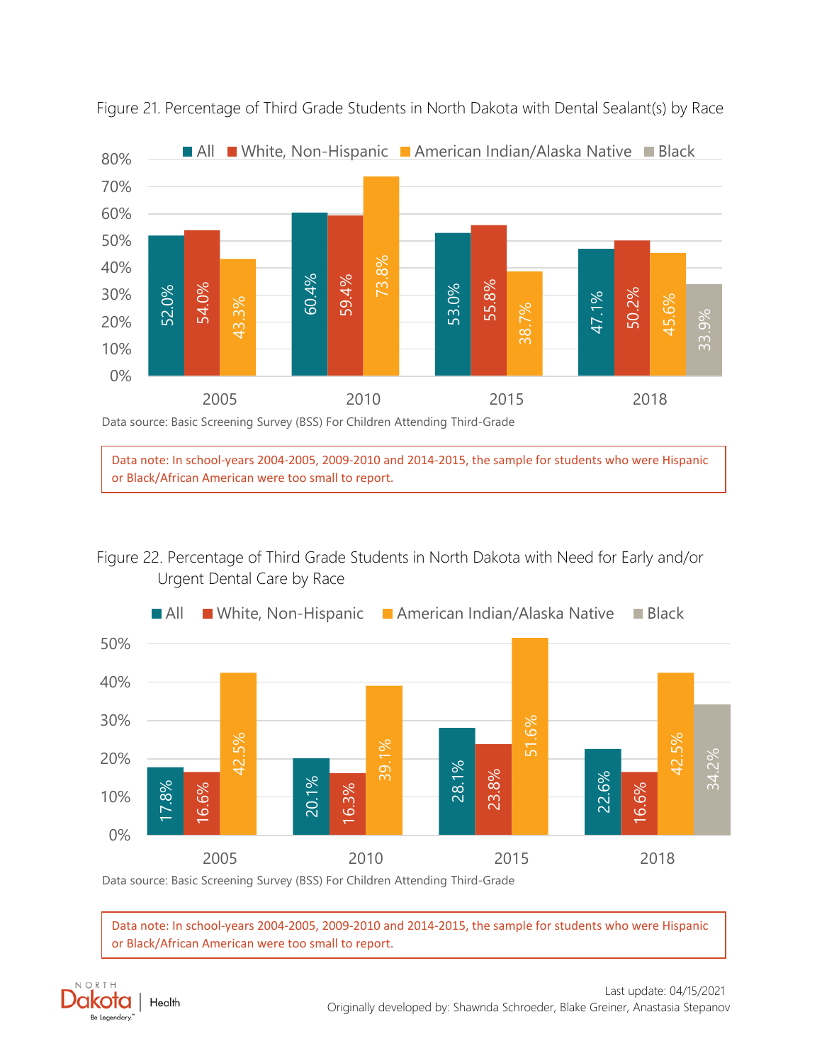Figure 21. Percentage of Third Grade Students in North Dakota with Dental Sealant(s) by Race

| Year | All | White, Non-Hispanic | American Indian/Alaska Native | Black |
|---|---|---|---|---|
| 2005 | 52.0% | 54.0% | 43.3% | |
| 2010 | 60.4% | 59.4% | 73.8% | |
| 2015 | 53.0% | 55.8% | 38.7% | |
| 2018 | 47.1% | 50.2% | 45.6% | 33.9% |

Data source: Basic Screening Survey (BSS) For Children Attending Third-Grade

Data note: In school-years 2004-2005, 2009-2010 and 2014-2015, the sample for students who were Hispanic or Black/African American were too small to report.

Figure 22. Percentage of Third Grade Students in North Dakota with Need for Early and/or Urgent Dental Care by Race

| Year | All | White, Non-Hispanic | American Indian/Alaska Native | Black |
|---|---|---|---|---|
| 2005 | 17.8% | 16.6% | 42.5% | |
| 2010 | 20.1% | 16.3% | 39.1% | |
| 2015 | 28.1% | 23.8% | 51.6% | |
| 2018 | 22.6% | 16.6% | 42.5% | 34.2% |

Data source: Basic Screening Survey (BSS) For Children Attending Third-Grade

Data note: In school-years 2004-2005, 2009-2010 and 2014-2015, the sample for students who were Hispanic or Black/African American were too small to report.

Last update: 04/15/2021

Originally developed by: Shawnda Schroeder, Blake Greiner, Anastasia Stepanov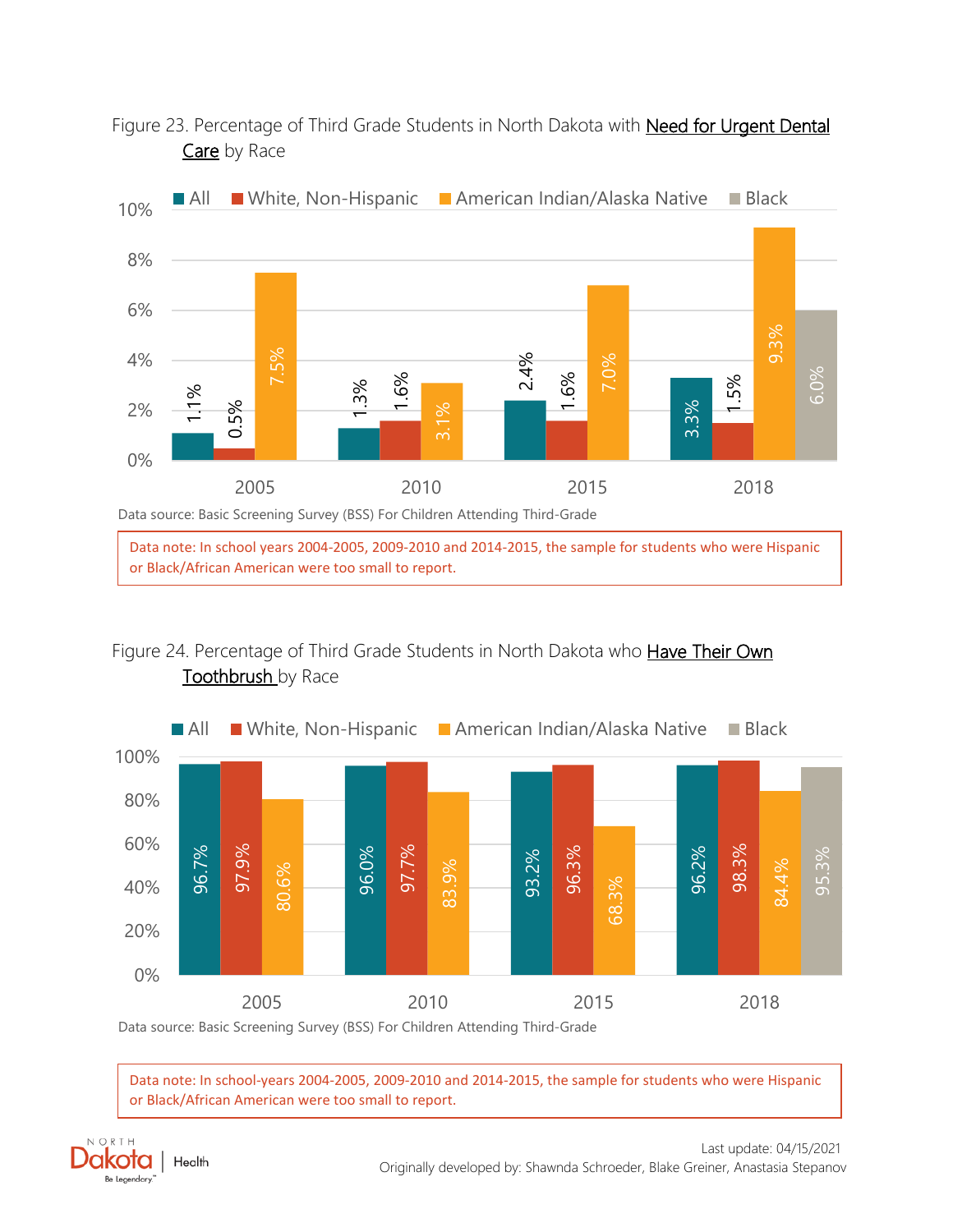Figure 23. Percentage of Third Grade Students in North Dakota with Need for Urgent Dental Care by Race

| Year | All | White, Non-Hispanic | American Indian/Alaska Native | Black |
|---|---|---|---|---|
| 2005 | 1.1% | 0.5% | 7.5% | |
| 2010 | 1.3% | 1.6% | 3.1% | |
| 2015 | 2.4% | 1.6% | 7.0% | |
| 2018 | 3.3% | 1.5% | 9.3% | 6.0% |

Data source: Basic Screening Survey (BSS) For Children Attending Third-Grade

Data note: In school years 2004-2005, 2009-2010 and 2014-2015, the sample for students who were Hispanic or Black/African American were too small to report.

Figure 24. Percentage of Third Grade Students in North Dakota who Have Their Own Toothbrush by Race

| Year | All | White, Non-Hispanic | American Indian/Alaska Native | Black |
|---|---|---|---|---|
| 2005 | 96.7% | 97.9% | 80.6% | |
| 2010 | 96.0% | 97.7% | 83.9% | |
| 2015 | 93.2% | 96.3% | 68.3% | |
| 2018 | 96.2% | 98.3% | 84.4% | 95.3% |

Data source: Basic Screening Survey (BSS) For Children Attending Third-Grade

Data note: In school-years 2004-2005, 2009-2010 and 2014-2015, the sample for students who were Hispanic or Black/African American were too small to report.

Last update: 04/15/2021

Originally developed by: Shawnda Schroeder, Blake Greiner, Anastasia Stepanov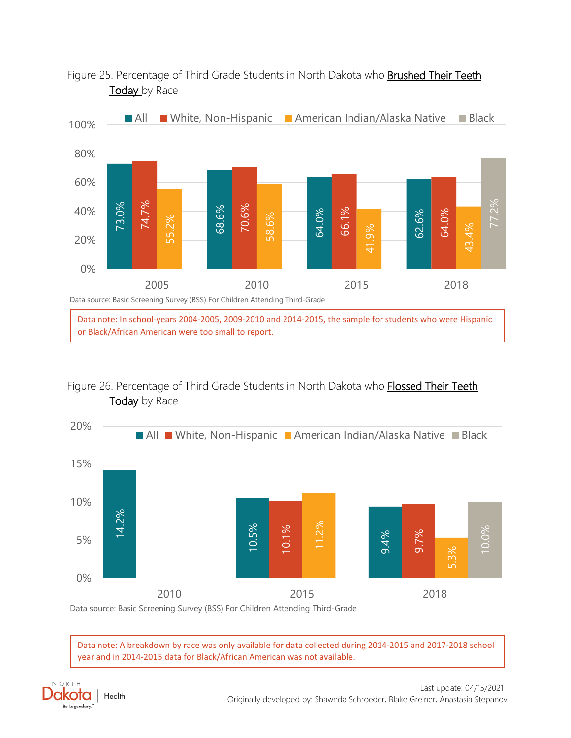Figure 25. Percentage of Third Grade Students in North Dakota who <u>Brushed Their Teeth Today</u> by Race

| Year | All | White, Non-Hispanic | American Indian/Alaska Native | Black |
|---|---|---|---|---|
| 2005 | 73.0% | 74.7% | 55.2% | |
| 2010 | 68.6% | 70.6% | 58.6% | |
| 2015 | 64.0% | 66.1% | 41.9% | |
| 2018 | 62.6% | 64.0% | 43.4% | 77.2% |

Data source: Basic Screening Survey (BSS) For Children Attending Third-Grade

Data note: In school-years 2004-2005, 2009-2010 and 2014-2015, the sample for students who were Hispanic or Black/African American were too small to report.

Figure 26. Percentage of Third Grade Students in North Dakota who <u>Flossed Their Teeth Today</u> by Race

| Year | All | White, Non-Hispanic | American Indian/Alaska Native | Black |
|---|---|---|---|---|
| 2010 | 14.2% | | | |
| 2015 | 10.5% | 10.1% | 11.2% | |
| 2018 | 9.4% | 9.7% | 5.3% | 10.0% |

Data source: Basic Screening Survey (BSS) For Children Attending Third-Grade

Data note: A breakdown by race was only available for data collected during 2014-2015 and 2017-2018 school year and in 2014-2015 data for Black/African American was not available.

Last update: 04/15/2021
Originally developed by: Shawnda Schroeder, Blake Greiner, Anastasia Stepanov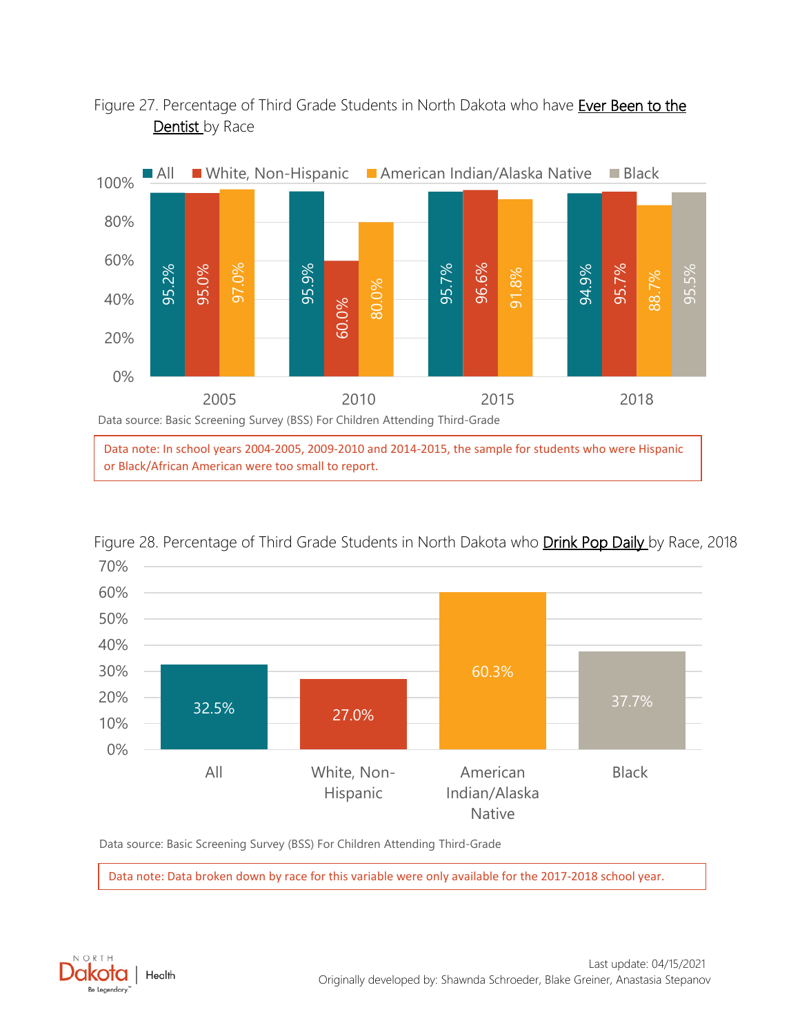Figure 27. Percentage of Third Grade Students in North Dakota who have **Ever Been to the Dentist** by Race

| Year | All | White, Non-Hispanic | American Indian/Alaska Native | Black |
| --- | --- | --- | --- | --- |
| 2005 | 95.2% | 95.0% | 97.0% | |
| 2010 | 95.9% | 60.0% | 80.0% | |
| 2015 | 95.7% | 96.6% | 91.8% | |
| 2018 | 94.9% | 95.7% | 88.7% | 95.5% |

Data source: Basic Screening Survey (BSS) For Children Attending Third-Grade

Data note: In school years 2004-2005, 2009-2010 and 2014-2015, the sample for students who were Hispanic or Black/African American were too small to report.

Figure 28. Percentage of Third Grade Students in North Dakota who **Drink Pop Daily** by Race, 2018

| All | White, Non-Hispanic | American Indian/Alaska Native | Black |
| --- | --- | --- | --- |
| 32.5% | 27.0% | 60.3% | 37.7% |

Data source: Basic Screening Survey (BSS) For Children Attending Third-Grade

Data note: Data broken down by race for this variable were only available for the 2017-2018 school year.

Last update: 04/15/2021
Originally developed by: Shawnda Schroeder, Blake Greiner, Anastasia Stepanov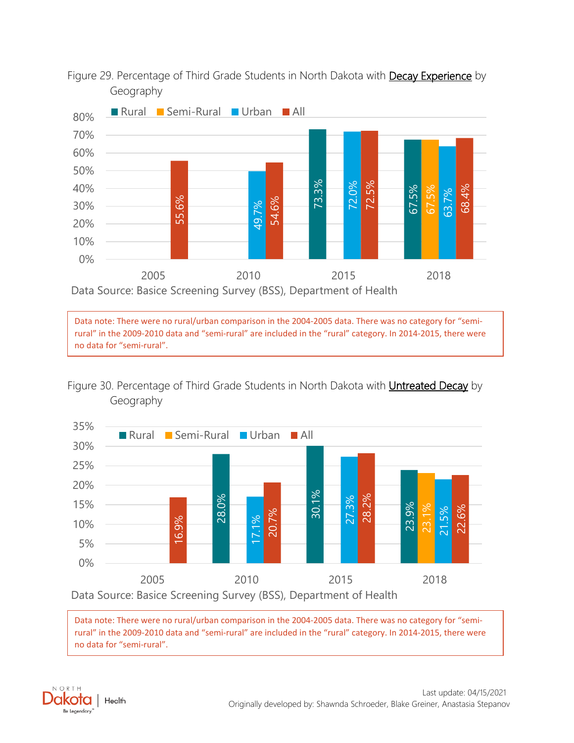Figure 29. Percentage of Third Grade Students in North Dakota with <u>Decay Experience</u> by Geography

| Year | Rural | Semi-Rural | Urban | All |
|---|---|---|---|---|
| 2005 | | | | 55.6% |
| 2010 | | | 49.7% | 54.6% |
| 2015 | 73.3% | | 72.0% | 72.5% |
| 2018 | 67.5% | 67.5% | 63.7% | 68.4% |

Data Source: Basice Screening Survey (BSS), Department of Health

Data note: There were no rural/urban comparison in the 2004-2005 data. There was no category for "semi-rural" in the 2009-2010 data and "semi-rural" are included in the "rural" category. In 2014-2015, there were no data for "semi-rural".

Figure 30. Percentage of Third Grade Students in North Dakota with <u>Untreated Decay</u> by Geography

| Year | Rural | Semi-Rural | Urban | All |
|---|---|---|---|---|
| 2005 | | | | 16.9% |
| 2010 | 28.0% | | 17.1% | 20.7% |
| 2015 | 30.1% | | 27.3% | 28.2% |
| 2018 | 23.9% | 23.1% | 21.5% | 22.6% |

Data Source: Basice Screening Survey (BSS), Department of Health

Data note: There were no rural/urban comparison in the 2004-2005 data. There was no category for "semi-rural" in the 2009-2010 data and "semi-rural" are included in the "rural" category. In 2014-2015, there were no data for "semi-rural".

Last update: 04/15/2021

Originally developed by: Shawnda Schroeder, Blake Greiner, Anastasia Stepanov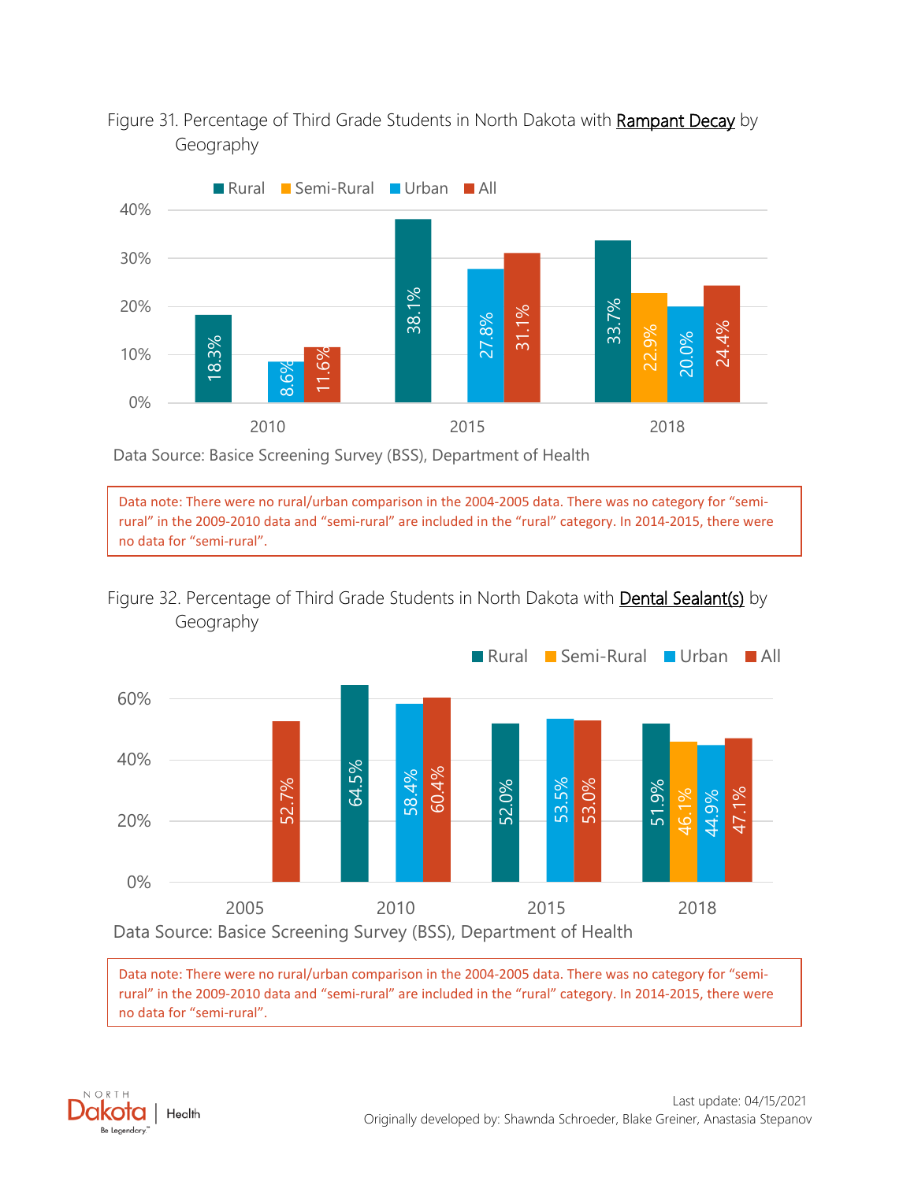Figure 31. Percentage of Third Grade Students in North Dakota with Rampant Decay by Geography

| Year | Rural | Semi-Rural | Urban | All |
| --- | --- | --- | --- | --- |
| 2010 | 18.3% | | 8.6% | 11.6% |
| 2015 | 38.1% | | 27.8% | 31.1% |
| 2018 | 33.7% | 22.9% | 20.0% | 24.4% |

Data Source: Basice Screening Survey (BSS), Department of Health

Data note: There were no rural/urban comparison in the 2004-2005 data. There was no category for "semi-rural" in the 2009-2010 data and "semi-rural" are included in the "rural" category. In 2014-2015, there were no data for "semi-rural".

Figure 32. Percentage of Third Grade Students in North Dakota with Dental Sealant(s) by Geography

| Year | Rural | Semi-Rural | Urban | All |
| --- | --- | --- | --- | --- |
| 2005 | | | | 52.7% |
| 2010 | 64.5% | | 58.4% | 60.4% |
| 2015 | 52.0% | | 53.5% | 53.0% |
| 2018 | 51.9% | 46.1% | 44.9% | 47.1% |

Data Source: Basice Screening Survey (BSS), Department of Health

Data note: There were no rural/urban comparison in the 2004-2005 data. There was no category for "semi-rural" in the 2009-2010 data and "semi-rural" are included in the "rural" category. In 2014-2015, there were no data for "semi-rural".

Last update: 04/15/2021
Originally developed by: Shawnda Schroeder, Blake Greiner, Anastasia Stepanov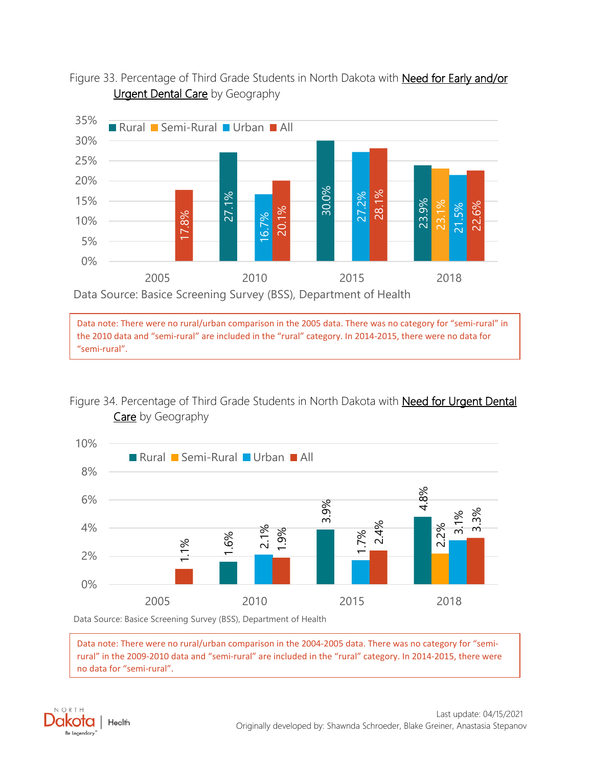Figure 33. Percentage of Third Grade Students in North Dakota with Need for Early and/or Urgent Dental Care by Geography

| Year | Rural | Semi-Rural | Urban | All |
|---|---|---|---|---|
| 2005 | | | | 17.8% |
| 2010 | 27.1% | | 16.7% | 20.1% |
| 2015 | 30.0% | | 27.2% | 28.1% |
| 2018 | 23.9% | 23.1% | 21.5% | 22.6% |

Data Source: Basice Screening Survey (BSS), Department of Health

Data note: There were no rural/urban comparison in the 2005 data. There was no category for "semi-rural" in the 2010 data and "semi-rural" are included in the "rural" category. In 2014-2015, there were no data for "semi-rural".

Figure 34. Percentage of Third Grade Students in North Dakota with Need for Urgent Dental Care by Geography

| Year | Rural | Semi-Rural | Urban | All |
|---|---|---|---|---|
| 2005 | | | | 1.1% |
| 2010 | 1.6% | | 2.1% | 1.9% |
| 2015 | 3.9% | | 1.7% | 2.4% |
| 2018 | 4.8% | 2.2% | 3.1% | 3.3% |

Data Source: Basice Screening Survey (BSS), Department of Health

Data note: There were no rural/urban comparison in the 2004-2005 data. There was no category for "semi-rural" in the 2009-2010 data and "semi-rural" are included in the "rural" category. In 2014-2015, there were no data for "semi-rural".

Last update: 04/15/2021
Originally developed by: Shawnda Schroeder, Blake Greiner, Anastasia Stepanov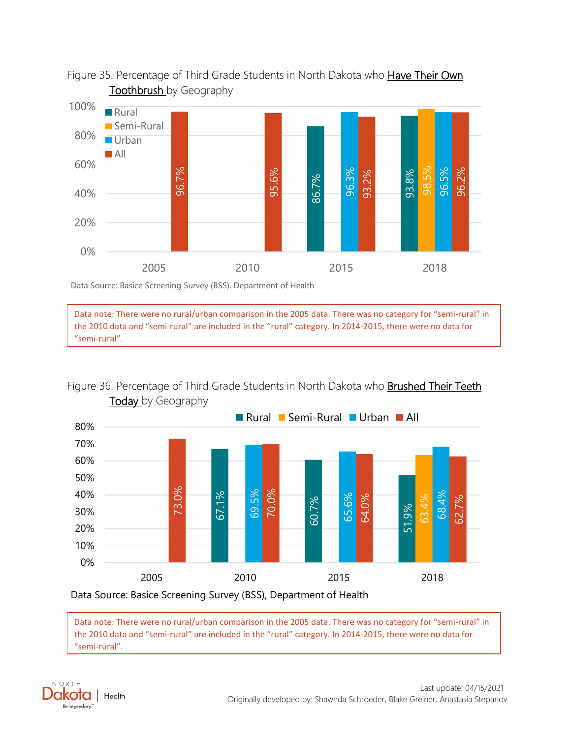Figure 35. Percentage of Third Grade Students in North Dakota who <u>Have Their Own Toothbrush</u> by Geography

| Year | Rural | Semi-Rural | Urban | All |
|---|---|---|---|---|
| 2005 | | | | 96.7% |
| 2010 | | | | 95.6% |
| 2015 | 86.7% | | 96.3% | 93.2% |
| 2018 | 93.8% | 98.5% | 96.5% | 96.2% |

Data Source: Basice Screening Survey (BSS), Department of Health

Data note: There were no rural/urban comparison in the 2005 data. There was no category for "semi-rural" in the 2010 data and "semi-rural" are included in the "rural" category. In 2014-2015, there were no data for "semi-rural".

Figure 36. Percentage of Third Grade Students in North Dakota who <u>Brushed Their Teeth Today</u> by Geography

| Year | Rural | Semi-Rural | Urban | All |
|---|---|---|---|---|
| 2005 | | | | 73.0% |
| 2010 | 67.1% | | 69.5% | 70.0% |
| 2015 | 60.7% | | 65.6% | 64.0% |
| 2018 | 51.9% | 63.4% | 68.4% | 62.7% |

Data Source: Basice Screening Survey (BSS), Department of Health

Data note: There were no rural/urban comparison in the 2005 data. There was no category for "semi-rural" in the 2010 data and "semi-rural" are included in the "rural" category. In 2014-2015, there were no data for "semi-rural".

Last update: 04/15/2021
Originally developed by: Shawnda Schroeder, Blake Greiner, Anastasia Stepanov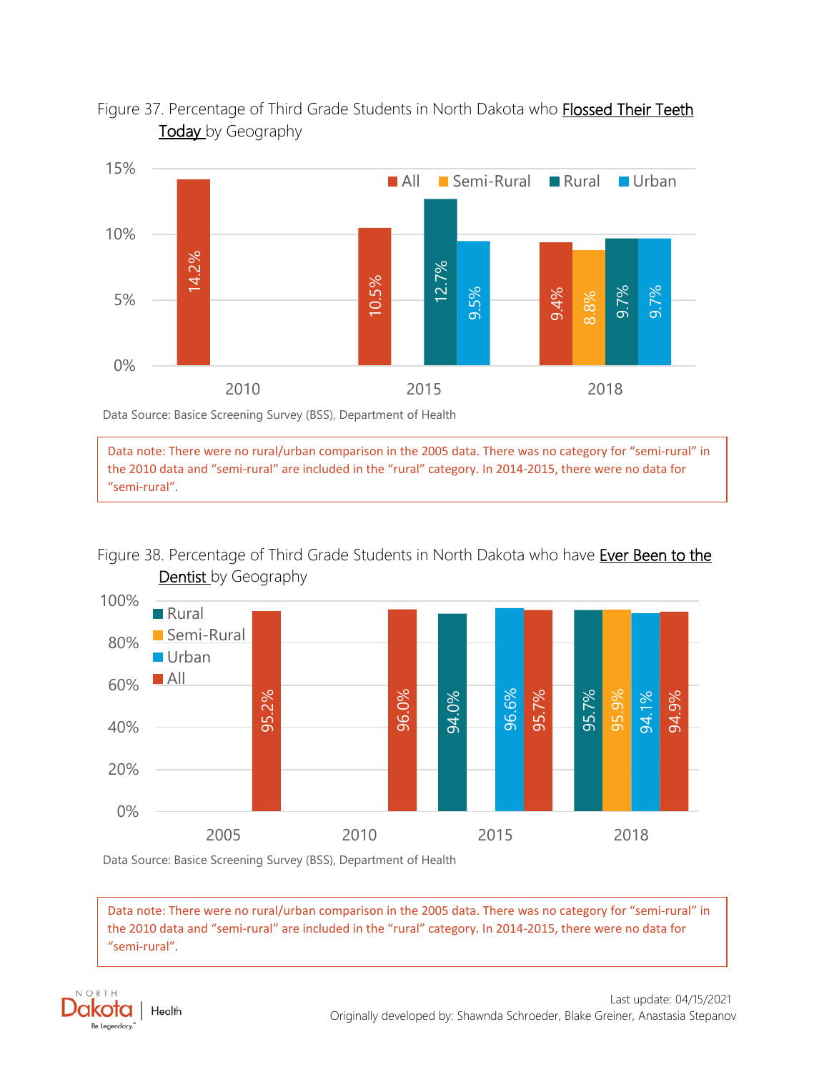Figure 37. Percentage of Third Grade Students in North Dakota who Flossed Their Teeth Today by Geography

| Year | All | Semi-Rural | Rural | Urban |
|---|---|---|---|---|
| 2010 | 14.2% | | | |
| 2015 | 10.5% | | 12.7% | 9.5% |
| 2018 | 9.4% | 8.8% | 9.7% | 9.7% |

Data Source: Basice Screening Survey (BSS), Department of Health

Data note: There were no rural/urban comparison in the 2005 data. There was no category for "semi-rural" in the 2010 data and "semi-rural" are included in the "rural" category. In 2014-2015, there were no data for "semi-rural".

Figure 38. Percentage of Third Grade Students in North Dakota who have Ever Been to the Dentist by Geography

| Year | Rural | Semi-Rural | Urban | All |
|---|---|---|---|---|
| 2005 | | | | 95.2% |
| 2010 | | | | 96.0% |
| 2015 | 94.0% | | 96.6% | 95.7% |
| 2018 | 95.7% | 95.9% | 94.1% | 94.9% |

Data Source: Basice Screening Survey (BSS), Department of Health

Data note: There were no rural/urban comparison in the 2005 data. There was no category for "semi-rural" in the 2010 data and "semi-rural" are included in the "rural" category. In 2014-2015, there were no data for "semi-rural".

Last update: 04/15/2021

Originally developed by: Shawnda Schroeder, Blake Greiner, Anastasia Stepanov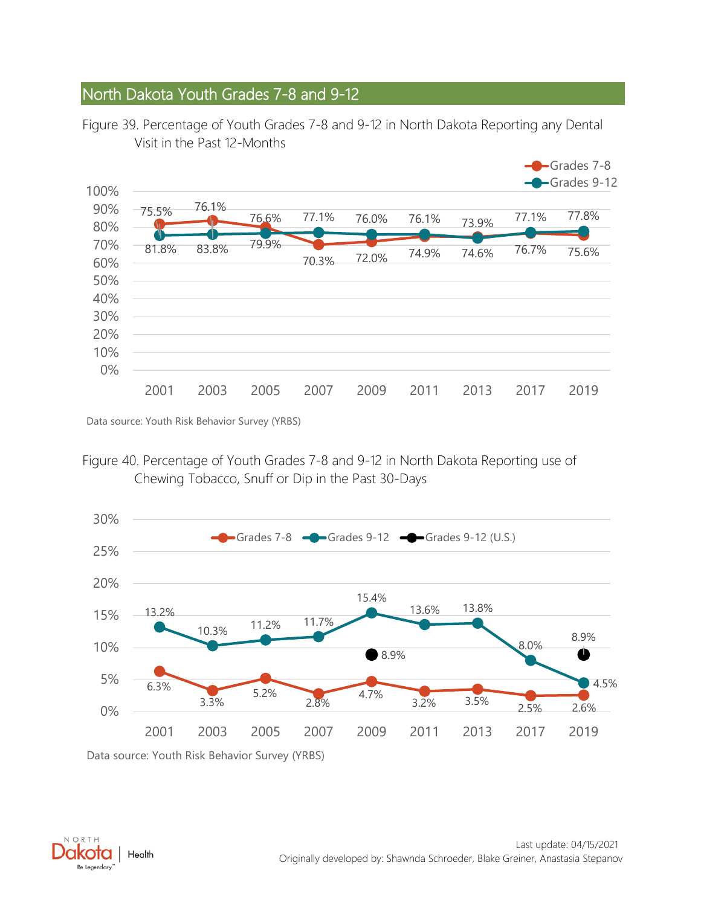## North Dakota Youth Grades 7-8 and 9-12

Figure 39. Percentage of Youth Grades 7-8 and 9-12 in North Dakota Reporting any Dental Visit in the Past 12-Months

| Year | Grades 7-8 | Grades 9-12 |
|---|---|---|
| 2001 | 81.8% | 75.5% |
| 2003 | 83.8% | 76.1% |
| 2005 | 79.9% | 76.6% |
| 2007 | 70.3% | 77.1% |
| 2009 | 72.0% | 76.0% |
| 2011 | 74.9% | 76.1% |
| 2013 | 74.6% | 73.9% |
| 2017 | 76.7% | 77.1% |
| 2019 | 75.6% | 77.8% |

Data source: Youth Risk Behavior Survey (YRBS)

Figure 40. Percentage of Youth Grades 7-8 and 9-12 in North Dakota Reporting use of Chewing Tobacco, Snuff or Dip in the Past 30-Days

| Year | Grades 7-8 | Grades 9-12 | Grades 9-12 (U.S.) |
|---|---|---|---|
| 2001 | 6.3% | 13.2% | |
| 2003 | 3.3% | 10.3% | |
| 2005 | 5.2% | 11.2% | |
| 2007 | 2.8% | 11.7% | |
| 2009 | 4.7% | 15.4% | 8.9% |
| 2011 | 3.2% | 13.6% | |
| 2013 | 3.5% | 13.8% | |
| 2017 | 2.5% | 8.0% | |
| 2019 | 2.6% | 4.5% | 8.9% |

Data source: Youth Risk Behavior Survey (YRBS)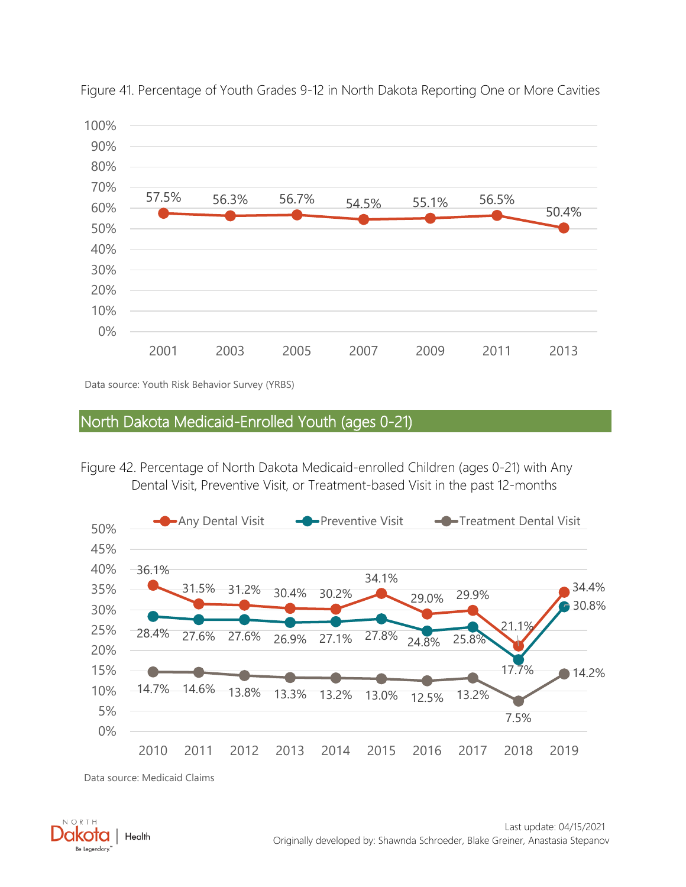Figure 41. Percentage of Youth Grades 9-12 in North Dakota Reporting One or More Cavities

| Year | Percentage |
|---|---|
| 2001 | 57.5% |
| 2003 | 56.3% |
| 2005 | 56.7% |
| 2007 | 54.5% |
| 2009 | 55.1% |
| 2011 | 56.5% |
| 2013 | 50.4% |

Data source: Youth Risk Behavior Survey (YRBS)

## North Dakota Medicaid-Enrolled Youth (ages 0-21)

Figure 42. Percentage of North Dakota Medicaid-enrolled Children (ages 0-21) with Any Dental Visit, Preventive Visit, or Treatment-based Visit in the past 12-months

| Year | Any Dental Visit | Preventive Visit | Treatment Dental Visit |
|---|---|---|---|
| 2010 | 36.1% | 28.4% | 14.7% |
| 2011 | 31.5% | 27.6% | 14.6% |
| 2012 | 31.2% | 27.6% | 13.8% |
| 2013 | 30.4% | 26.9% | 13.3% |
| 2014 | 30.2% | 27.1% | 13.2% |
| 2015 | 34.1% | 27.8% | 13.0% |
| 2016 | 29.0% | 24.8% | 12.5% |
| 2017 | 29.9% | 25.8% | 13.2% |
| 2018 | 21.1% | 17.7% | 7.5% |
| 2019 | 34.4% | 30.8% | 14.2% |

Data source: Medicaid Claims

Last update: 04/15/2021

Originally developed by: Shawnda Schroeder, Blake Greiner, Anastasia Stepanov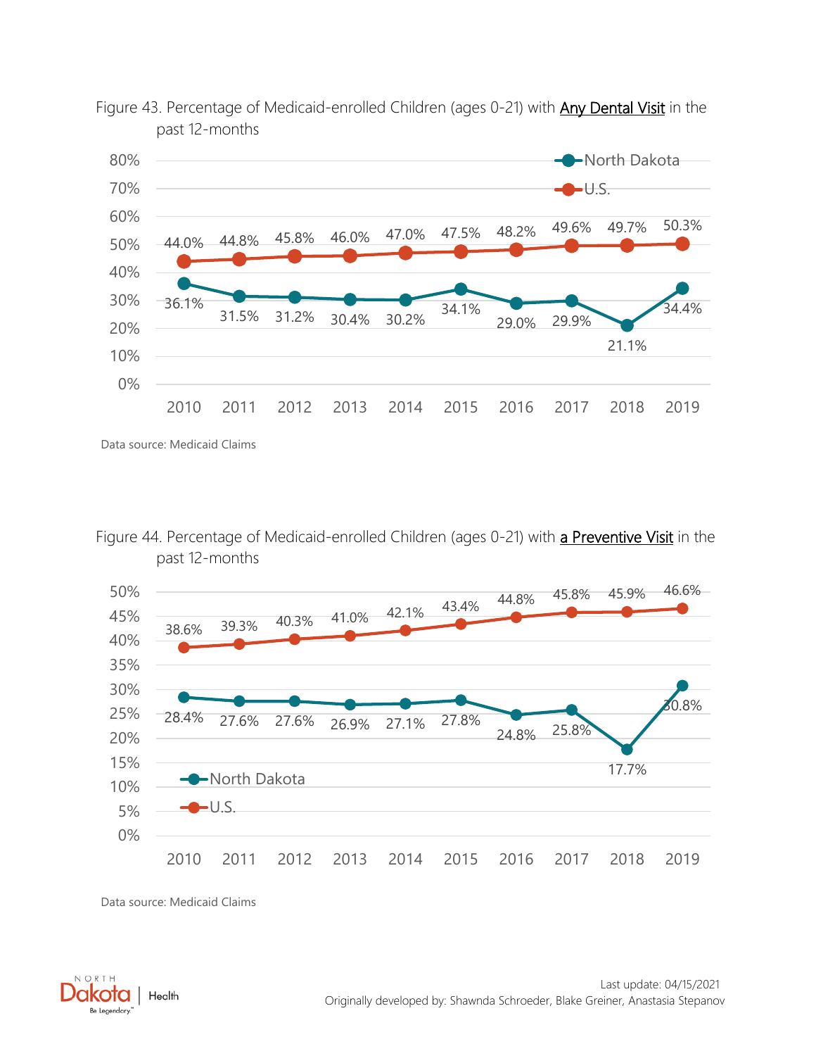Figure 43. Percentage of Medicaid-enrolled Children (ages 0-21) with Any Dental Visit in the past 12-months

| Year | North Dakota | U.S. |
|---|---|---|
| 2010 | 36.1% | 44.0% |
| 2011 | 31.5% | 44.8% |
| 2012 | 31.2% | 45.8% |
| 2013 | 30.4% | 46.0% |
| 2014 | 30.2% | 47.0% |
| 2015 | 34.1% | 47.5% |
| 2016 | 29.0% | 48.2% |
| 2017 | 29.9% | 49.6% |
| 2018 | 21.1% | 49.7% |
| 2019 | 34.4% | 50.3% |

Data source: Medicaid Claims

Figure 44. Percentage of Medicaid-enrolled Children (ages 0-21) with a Preventive Visit in the past 12-months

| Year | North Dakota | U.S. |
|---|---|---|
| 2010 | 28.4% | 38.6% |
| 2011 | 27.6% | 39.3% |
| 2012 | 27.6% | 40.3% |
| 2013 | 26.9% | 41.0% |
| 2014 | 27.1% | 42.1% |
| 2015 | 27.8% | 43.4% |
| 2016 | 24.8% | 44.8% |
| 2017 | 25.8% | 45.8% |
| 2018 | 17.7% | 45.9% |
| 2019 | 30.8% | 46.6% |

Data source: Medicaid Claims

Last update: 04/15/2021
Originally developed by: Shawnda Schroeder, Blake Greiner, Anastasia Stepanov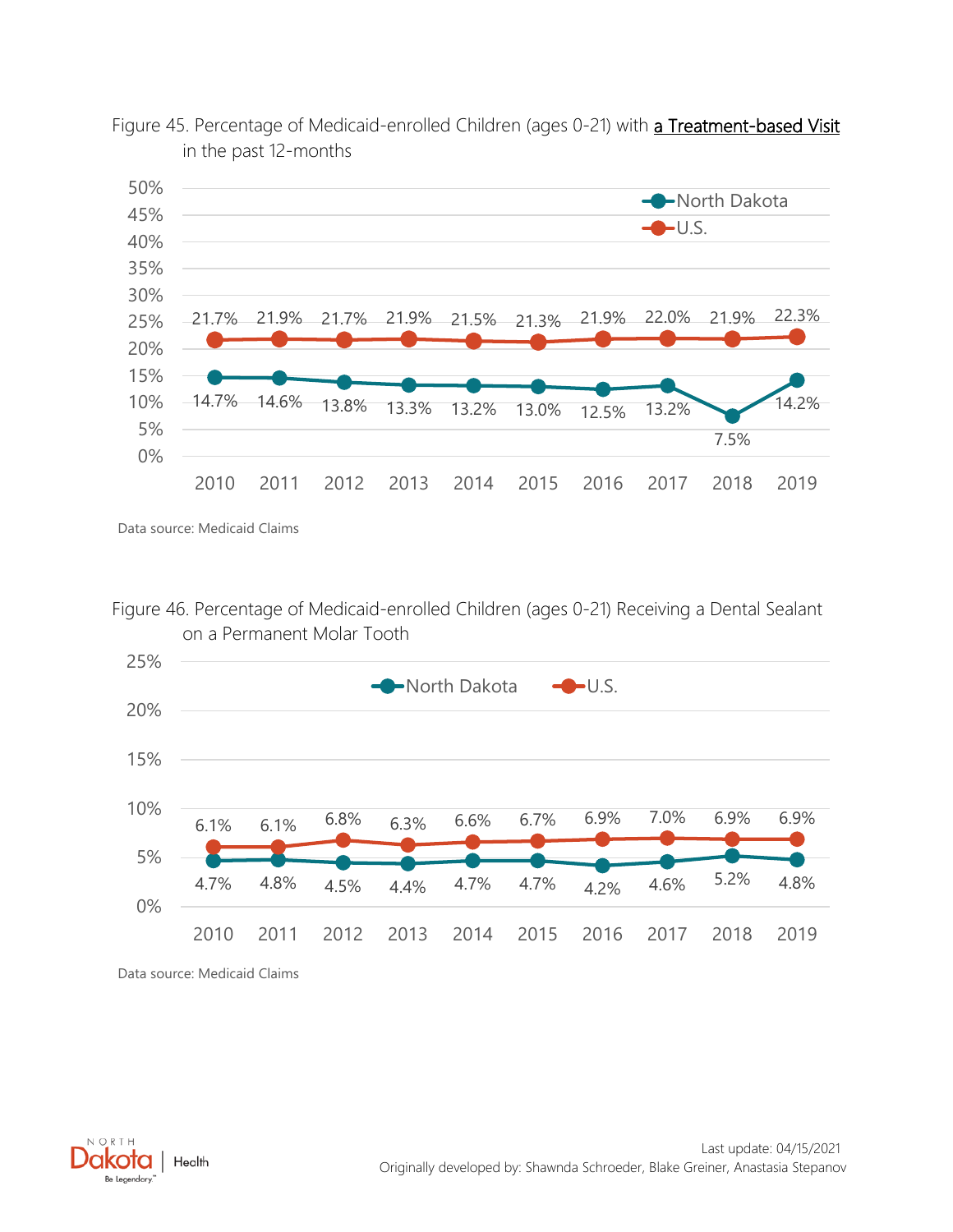Figure 45. Percentage of Medicaid-enrolled Children (ages 0-21) with a Treatment-based Visit in the past 12-months

| Year | North Dakota | U.S. |
|---|---|---|
| 2010 | 14.7% | 21.7% |
| 2011 | 14.6% | 21.9% |
| 2012 | 13.8% | 21.7% |
| 2013 | 13.3% | 21.9% |
| 2014 | 13.2% | 21.5% |
| 2015 | 13.0% | 21.3% |
| 2016 | 12.5% | 21.9% |
| 2017 | 13.2% | 22.0% |
| 2018 | 7.5% | 21.9% |
| 2019 | 14.2% | 22.3% |

Data source: Medicaid Claims

Figure 46. Percentage of Medicaid-enrolled Children (ages 0-21) Receiving a Dental Sealant on a Permanent Molar Tooth

| Year | North Dakota | U.S. |
|---|---|---|
| 2010 | 4.7% | 6.1% |
| 2011 | 4.8% | 6.1% |
| 2012 | 4.5% | 6.8% |
| 2013 | 4.4% | 6.3% |
| 2014 | 4.7% | 6.6% |
| 2015 | 4.7% | 6.7% |
| 2016 | 4.2% | 6.9% |
| 2017 | 4.6% | 7.0% |
| 2018 | 5.2% | 6.9% |
| 2019 | 4.8% | 6.9% |

Data source: Medicaid Claims

Last update: 04/15/2021
Originally developed by: Shawnda Schroeder, Blake Greiner, Anastasia Stepanov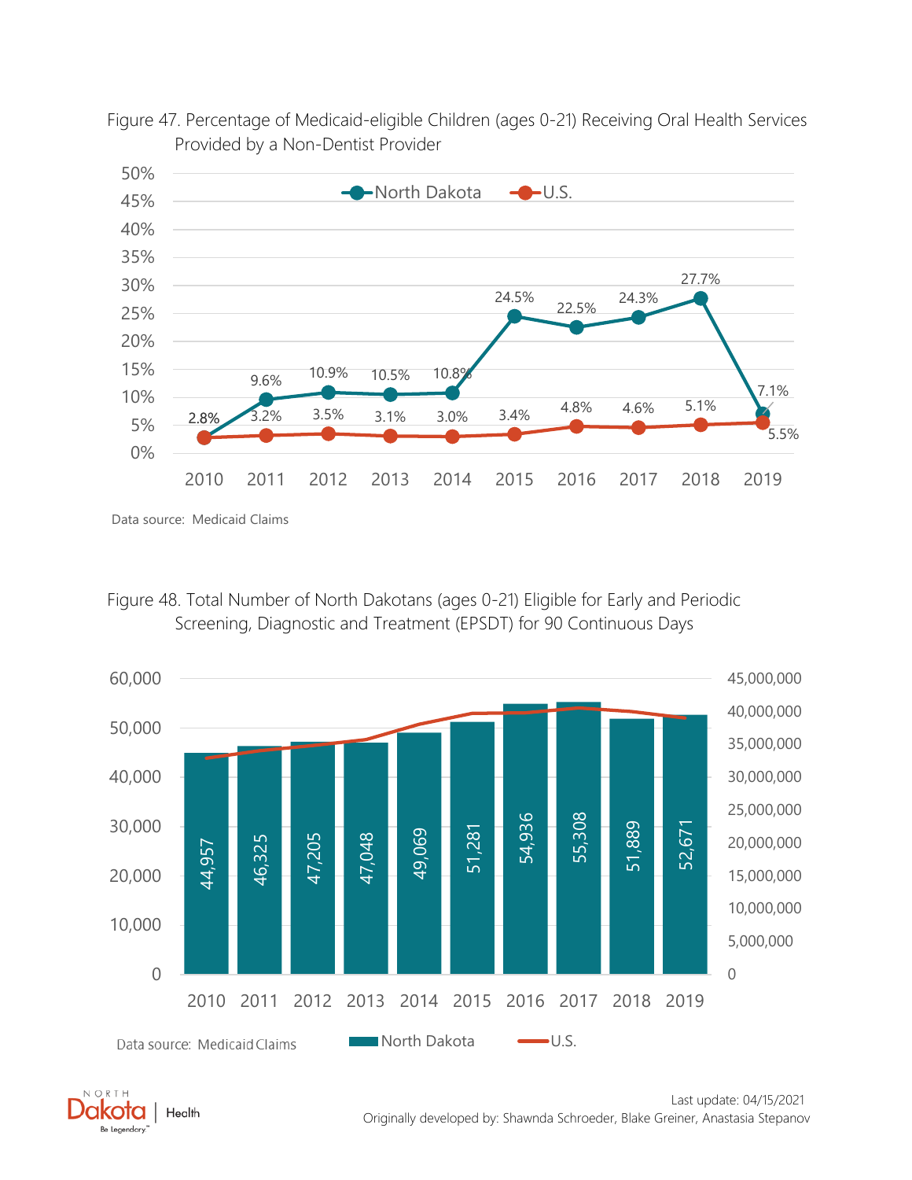Figure 47. Percentage of Medicaid-eligible Children (ages 0-21) Receiving Oral Health Services Provided by a Non-Dentist Provider

50%
45%
40%
35%
30%
25%
20%
15%
10%
5%
0%

North Dakota
U.S.

North Dakota: 2.8%, 9.6%, 10.9%, 10.5%, 10.8%, 24.5%, 22.5%, 24.3%, 27.7%, 7.1%

U.S.: 2.8%, 3.2%, 3.5%, 3.1%, 3.0%, 3.4%, 4.8%, 4.6%, 5.1%, 5.5%

2010 2011 2012 2013 2014 2015 2016 2017 2018 2019

Data source: Medicaid Claims

Figure 48. Total Number of North Dakotans (ages 0-21) Eligible for Early and Periodic Screening, Diagnostic and Treatment (EPSDT) for 90 Continuous Days

60,000
50,000
40,000
30,000
20,000
10,000
0

45,000,000
40,000,000
35,000,000
30,000,000
25,000,000
20,000,000
15,000,000
10,000,000
5,000,000
0

44,957 46,325 47,205 47,048 49,069 51,281 54,936 55,308 51,889 52,671

2010 2011 2012 2013 2014 2015 2016 2017 2018 2019

North Dakota
U.S.

Data source: Medicaid Claims

Last update: 04/15/2021

Originally developed by: Shawnda Schroeder, Blake Greiner, Anastasia Stepanov